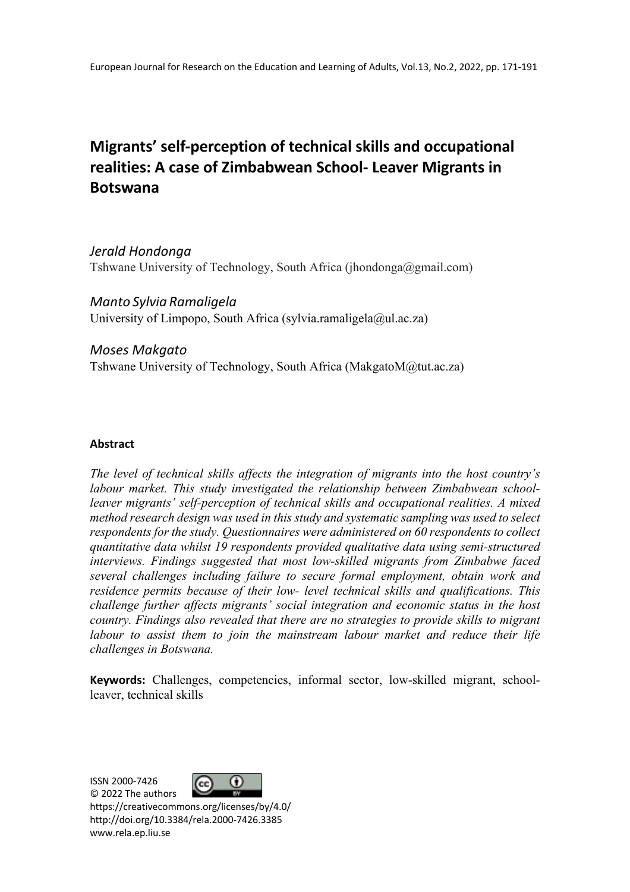# Migrants' self-perception of technical skills and occupational realities: A case of Zimbabwean School- Leaver Migrants in Botswana

*Jerald Hondonga*
Tshwane University of Technology, South Africa (jhondonga@gmail.com)

*Manto Sylvia Ramaligela*
University of Limpopo, South Africa (sylvia.ramaligela@ul.ac.za)

*Moses Makgato*
Tshwane University of Technology, South Africa (MakgatoM@tut.ac.za)

### Abstract

*The level of technical skills affects the integration of migrants into the host country's labour market. This study investigated the relationship between Zimbabwean school-leaver migrants' self-perception of technical skills and occupational realities. A mixed method research design was used in this study and systematic sampling was used to select respondents for the study. Questionnaires were administered on 60 respondents to collect quantitative data whilst 19 respondents provided qualitative data using semi-structured interviews. Findings suggested that most low-skilled migrants from Zimbabwe faced several challenges including failure to secure formal employment, obtain work and residence permits because of their low- level technical skills and qualifications. This challenge further affects migrants' social integration and economic status in the host country. Findings also revealed that there are no strategies to provide skills to migrant labour to assist them to join the mainstream labour market and reduce their life challenges in Botswana.*

**Keywords:** Challenges, competencies, informal sector, low-skilled migrant, school-leaver, technical skills

ISSN 2000-7426
© 2022 The authors
https://creativecommons.org/licenses/by/4.0/
http://doi.org/10.3384/rela.2000-7426.3385
www.rela.ep.liu.se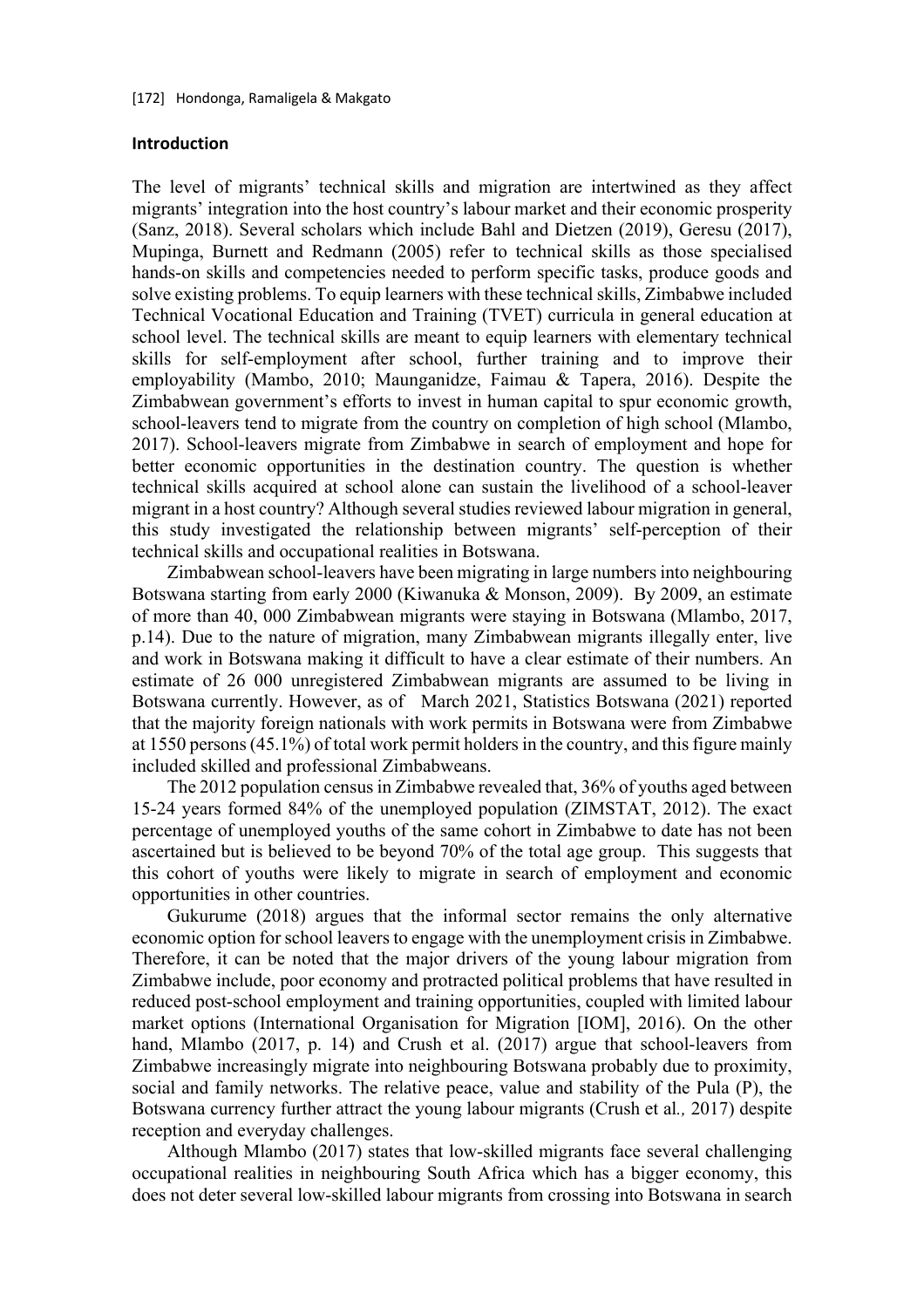## Introduction

The level of migrants' technical skills and migration are intertwined as they affect migrants' integration into the host country's labour market and their economic prosperity (Sanz, 2018). Several scholars which include Bahl and Dietzen (2019), Geresu (2017), Mupinga, Burnett and Redmann (2005) refer to technical skills as those specialised hands-on skills and competencies needed to perform specific tasks, produce goods and solve existing problems. To equip learners with these technical skills, Zimbabwe included Technical Vocational Education and Training (TVET) curricula in general education at school level. The technical skills are meant to equip learners with elementary technical skills for self-employment after school, further training and to improve their employability (Mambo, 2010; Maunganidze, Faimau & Tapera, 2016). Despite the Zimbabwean government's efforts to invest in human capital to spur economic growth, school-leavers tend to migrate from the country on completion of high school (Mlambo, 2017). School-leavers migrate from Zimbabwe in search of employment and hope for better economic opportunities in the destination country. The question is whether technical skills acquired at school alone can sustain the livelihood of a school-leaver migrant in a host country? Although several studies reviewed labour migration in general, this study investigated the relationship between migrants' self-perception of their technical skills and occupational realities in Botswana.

Zimbabwean school-leavers have been migrating in large numbers into neighbouring Botswana starting from early 2000 (Kiwanuka & Monson, 2009). By 2009, an estimate of more than 40, 000 Zimbabwean migrants were staying in Botswana (Mlambo, 2017, p.14). Due to the nature of migration, many Zimbabwean migrants illegally enter, live and work in Botswana making it difficult to have a clear estimate of their numbers. An estimate of 26 000 unregistered Zimbabwean migrants are assumed to be living in Botswana currently. However, as of March 2021, Statistics Botswana (2021) reported that the majority foreign nationals with work permits in Botswana were from Zimbabwe at 1550 persons (45.1%) of total work permit holders in the country, and this figure mainly included skilled and professional Zimbabweans.

The 2012 population census in Zimbabwe revealed that, 36% of youths aged between 15-24 years formed 84% of the unemployed population (ZIMSTAT, 2012). The exact percentage of unemployed youths of the same cohort in Zimbabwe to date has not been ascertained but is believed to be beyond 70% of the total age group. This suggests that this cohort of youths were likely to migrate in search of employment and economic opportunities in other countries.

Gukurume (2018) argues that the informal sector remains the only alternative economic option for school leavers to engage with the unemployment crisis in Zimbabwe. Therefore, it can be noted that the major drivers of the young labour migration from Zimbabwe include, poor economy and protracted political problems that have resulted in reduced post-school employment and training opportunities, coupled with limited labour market options (International Organisation for Migration [IOM], 2016). On the other hand, Mlambo (2017, p. 14) and Crush et al. (2017) argue that school-leavers from Zimbabwe increasingly migrate into neighbouring Botswana probably due to proximity, social and family networks. The relative peace, value and stability of the Pula (P), the Botswana currency further attract the young labour migrants (Crush et al*.,* 2017) despite reception and everyday challenges.

Although Mlambo (2017) states that low-skilled migrants face several challenging occupational realities in neighbouring South Africa which has a bigger economy, this does not deter several low-skilled labour migrants from crossing into Botswana in search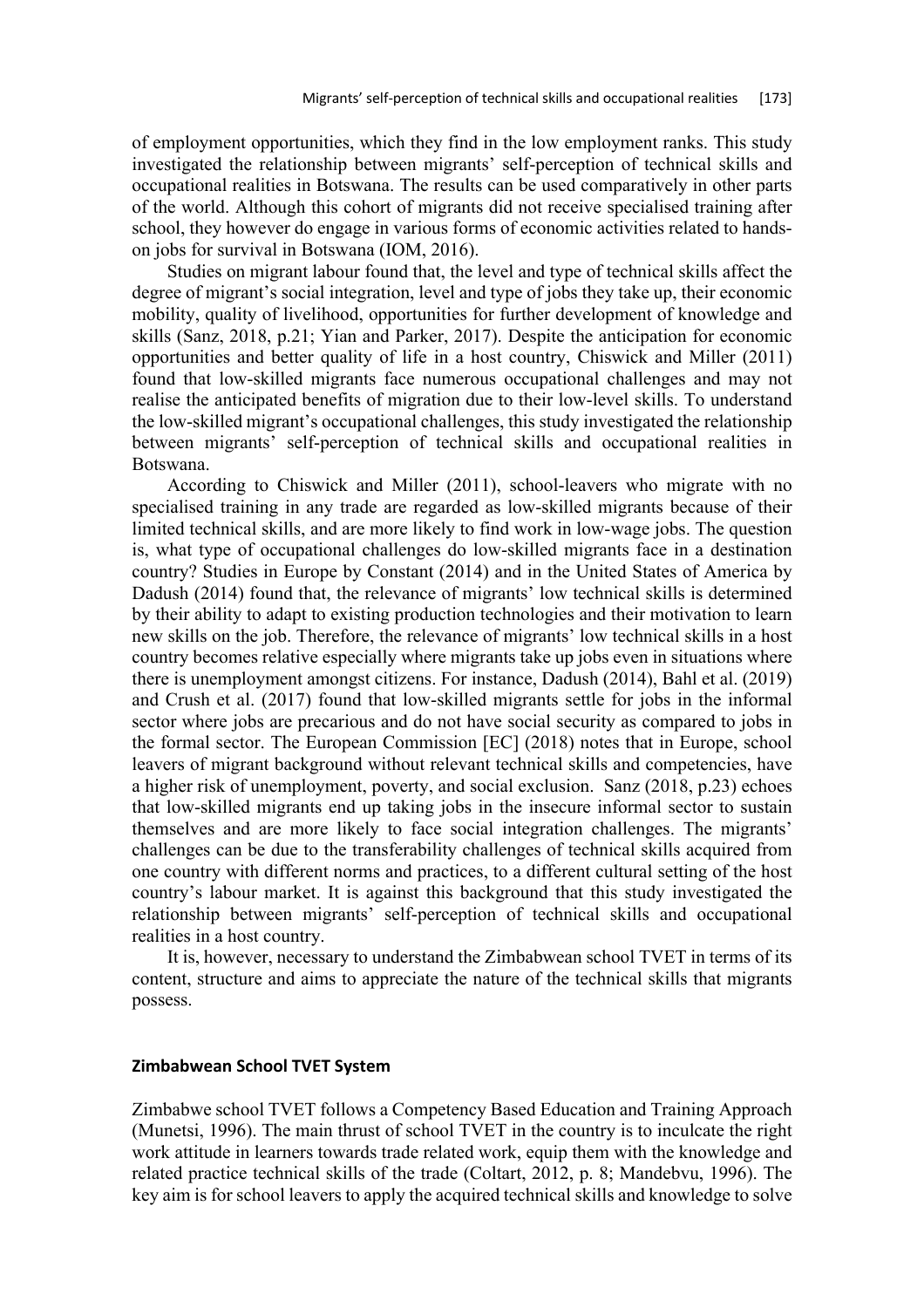of employment opportunities, which they find in the low employment ranks. This study investigated the relationship between migrants' self-perception of technical skills and occupational realities in Botswana. The results can be used comparatively in other parts of the world. Although this cohort of migrants did not receive specialised training after school, they however do engage in various forms of economic activities related to hands-on jobs for survival in Botswana (IOM, 2016).

Studies on migrant labour found that, the level and type of technical skills affect the degree of migrant's social integration, level and type of jobs they take up, their economic mobility, quality of livelihood, opportunities for further development of knowledge and skills (Sanz, 2018, p.21; Yian and Parker, 2017). Despite the anticipation for economic opportunities and better quality of life in a host country, Chiswick and Miller (2011) found that low-skilled migrants face numerous occupational challenges and may not realise the anticipated benefits of migration due to their low-level skills. To understand the low-skilled migrant's occupational challenges, this study investigated the relationship between migrants' self-perception of technical skills and occupational realities in Botswana.

According to Chiswick and Miller (2011), school-leavers who migrate with no specialised training in any trade are regarded as low-skilled migrants because of their limited technical skills, and are more likely to find work in low-wage jobs. The question is, what type of occupational challenges do low-skilled migrants face in a destination country? Studies in Europe by Constant (2014) and in the United States of America by Dadush (2014) found that, the relevance of migrants' low technical skills is determined by their ability to adapt to existing production technologies and their motivation to learn new skills on the job. Therefore, the relevance of migrants' low technical skills in a host country becomes relative especially where migrants take up jobs even in situations where there is unemployment amongst citizens. For instance, Dadush (2014), Bahl et al. (2019) and Crush et al. (2017) found that low-skilled migrants settle for jobs in the informal sector where jobs are precarious and do not have social security as compared to jobs in the formal sector. The European Commission [EC] (2018) notes that in Europe, school leavers of migrant background without relevant technical skills and competencies, have a higher risk of unemployment, poverty, and social exclusion. Sanz (2018, p.23) echoes that low-skilled migrants end up taking jobs in the insecure informal sector to sustain themselves and are more likely to face social integration challenges. The migrants' challenges can be due to the transferability challenges of technical skills acquired from one country with different norms and practices, to a different cultural setting of the host country's labour market. It is against this background that this study investigated the relationship between migrants' self-perception of technical skills and occupational realities in a host country.

It is, however, necessary to understand the Zimbabwean school TVET in terms of its content, structure and aims to appreciate the nature of the technical skills that migrants possess.

## Zimbabwean School TVET System

Zimbabwe school TVET follows a Competency Based Education and Training Approach (Munetsi, 1996). The main thrust of school TVET in the country is to inculcate the right work attitude in learners towards trade related work, equip them with the knowledge and related practice technical skills of the trade (Coltart, 2012, p. 8; Mandebvu, 1996). The key aim is for school leavers to apply the acquired technical skills and knowledge to solve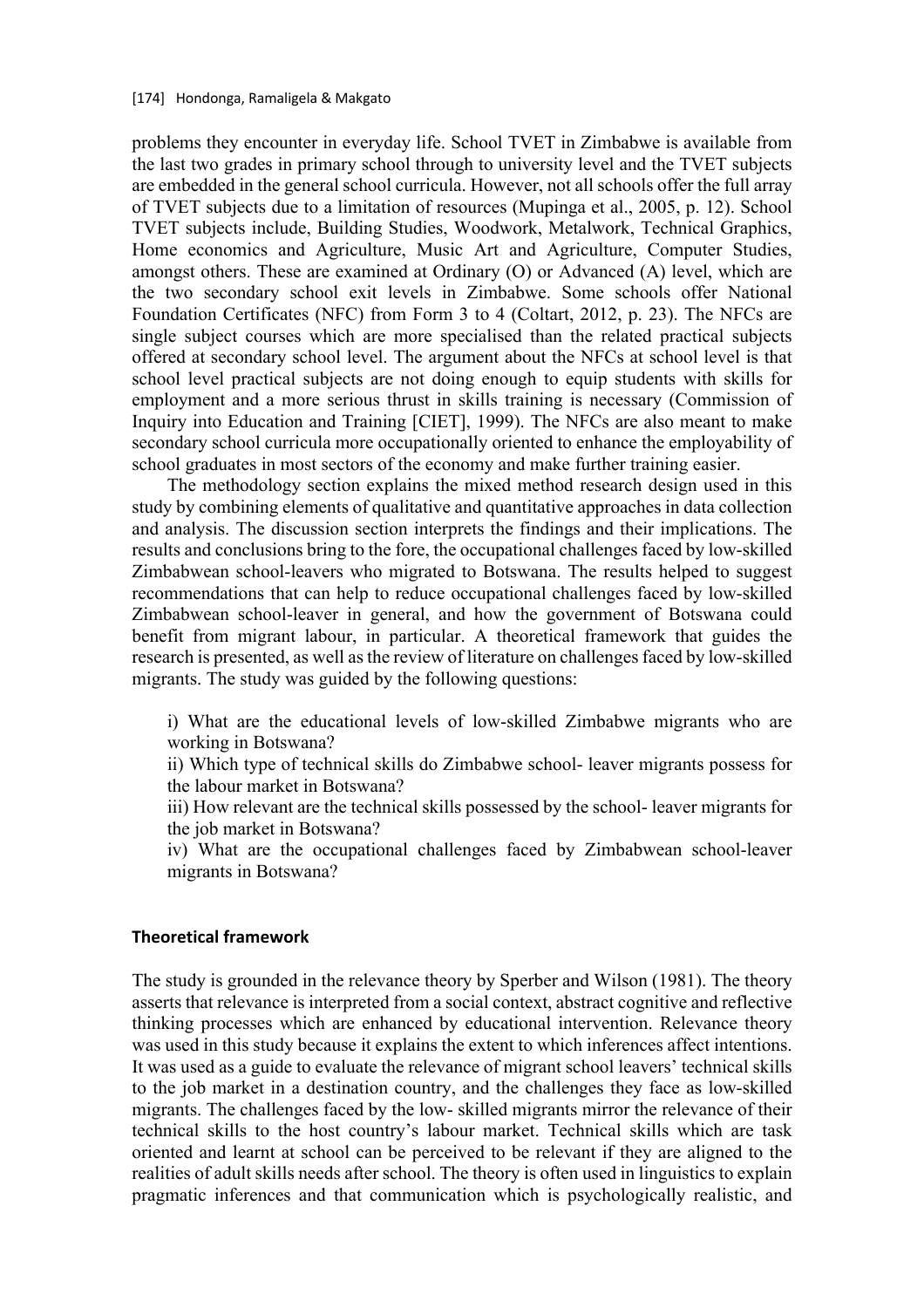problems they encounter in everyday life. School TVET in Zimbabwe is available from the last two grades in primary school through to university level and the TVET subjects are embedded in the general school curricula. However, not all schools offer the full array of TVET subjects due to a limitation of resources (Mupinga et al., 2005, p. 12). School TVET subjects include, Building Studies, Woodwork, Metalwork, Technical Graphics, Home economics and Agriculture, Music Art and Agriculture, Computer Studies, amongst others. These are examined at Ordinary (O) or Advanced (A) level, which are the two secondary school exit levels in Zimbabwe. Some schools offer National Foundation Certificates (NFC) from Form 3 to 4 (Coltart, 2012, p. 23). The NFCs are single subject courses which are more specialised than the related practical subjects offered at secondary school level. The argument about the NFCs at school level is that school level practical subjects are not doing enough to equip students with skills for employment and a more serious thrust in skills training is necessary (Commission of Inquiry into Education and Training [CIET], 1999). The NFCs are also meant to make secondary school curricula more occupationally oriented to enhance the employability of school graduates in most sectors of the economy and make further training easier.

The methodology section explains the mixed method research design used in this study by combining elements of qualitative and quantitative approaches in data collection and analysis. The discussion section interprets the findings and their implications. The results and conclusions bring to the fore, the occupational challenges faced by low-skilled Zimbabwean school-leavers who migrated to Botswana. The results helped to suggest recommendations that can help to reduce occupational challenges faced by low-skilled Zimbabwean school-leaver in general, and how the government of Botswana could benefit from migrant labour, in particular. A theoretical framework that guides the research is presented, as well as the review of literature on challenges faced by low-skilled migrants. The study was guided by the following questions:

i) What are the educational levels of low-skilled Zimbabwe migrants who are working in Botswana?
ii) Which type of technical skills do Zimbabwe school- leaver migrants possess for the labour market in Botswana?
iii) How relevant are the technical skills possessed by the school- leaver migrants for the job market in Botswana?
iv) What are the occupational challenges faced by Zimbabwean school-leaver migrants in Botswana?

## Theoretical framework

The study is grounded in the relevance theory by Sperber and Wilson (1981). The theory asserts that relevance is interpreted from a social context, abstract cognitive and reflective thinking processes which are enhanced by educational intervention. Relevance theory was used in this study because it explains the extent to which inferences affect intentions. It was used as a guide to evaluate the relevance of migrant school leavers' technical skills to the job market in a destination country, and the challenges they face as low-skilled migrants. The challenges faced by the low- skilled migrants mirror the relevance of their technical skills to the host country's labour market. Technical skills which are task oriented and learnt at school can be perceived to be relevant if they are aligned to the realities of adult skills needs after school. The theory is often used in linguistics to explain pragmatic inferences and that communication which is psychologically realistic, and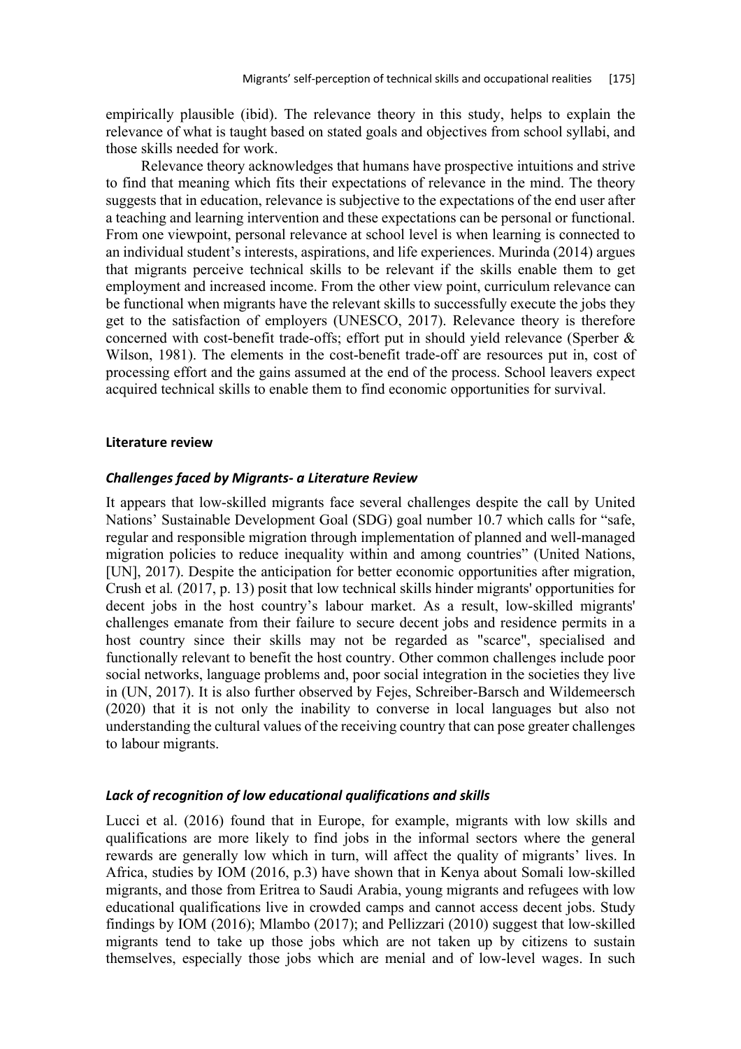empirically plausible (ibid). The relevance theory in this study, helps to explain the relevance of what is taught based on stated goals and objectives from school syllabi, and those skills needed for work.

Relevance theory acknowledges that humans have prospective intuitions and strive to find that meaning which fits their expectations of relevance in the mind. The theory suggests that in education, relevance is subjective to the expectations of the end user after a teaching and learning intervention and these expectations can be personal or functional. From one viewpoint, personal relevance at school level is when learning is connected to an individual student's interests, aspirations, and life experiences. Murinda (2014) argues that migrants perceive technical skills to be relevant if the skills enable them to get employment and increased income. From the other view point, curriculum relevance can be functional when migrants have the relevant skills to successfully execute the jobs they get to the satisfaction of employers (UNESCO, 2017). Relevance theory is therefore concerned with cost-benefit trade-offs; effort put in should yield relevance (Sperber & Wilson, 1981). The elements in the cost-benefit trade-off are resources put in, cost of processing effort and the gains assumed at the end of the process. School leavers expect acquired technical skills to enable them to find economic opportunities for survival.

## Literature review

### *Challenges faced by Migrants- a Literature Review*

It appears that low-skilled migrants face several challenges despite the call by United Nations' Sustainable Development Goal (SDG) goal number 10.7 which calls for "safe, regular and responsible migration through implementation of planned and well-managed migration policies to reduce inequality within and among countries" (United Nations, [UN], 2017). Despite the anticipation for better economic opportunities after migration, Crush et al*.* (2017, p. 13) posit that low technical skills hinder migrants' opportunities for decent jobs in the host country's labour market. As a result, low-skilled migrants' challenges emanate from their failure to secure decent jobs and residence permits in a host country since their skills may not be regarded as "scarce", specialised and functionally relevant to benefit the host country. Other common challenges include poor social networks, language problems and, poor social integration in the societies they live in (UN, 2017). It is also further observed by Fejes, Schreiber-Barsch and Wildemeersch (2020) that it is not only the inability to converse in local languages but also not understanding the cultural values of the receiving country that can pose greater challenges to labour migrants.

### *Lack of recognition of low educational qualifications and skills*

Lucci et al. (2016) found that in Europe, for example, migrants with low skills and qualifications are more likely to find jobs in the informal sectors where the general rewards are generally low which in turn, will affect the quality of migrants' lives. In Africa, studies by IOM (2016, p.3) have shown that in Kenya about Somali low-skilled migrants, and those from Eritrea to Saudi Arabia, young migrants and refugees with low educational qualifications live in crowded camps and cannot access decent jobs. Study findings by IOM (2016); Mlambo (2017); and Pellizzari (2010) suggest that low-skilled migrants tend to take up those jobs which are not taken up by citizens to sustain themselves, especially those jobs which are menial and of low-level wages. In such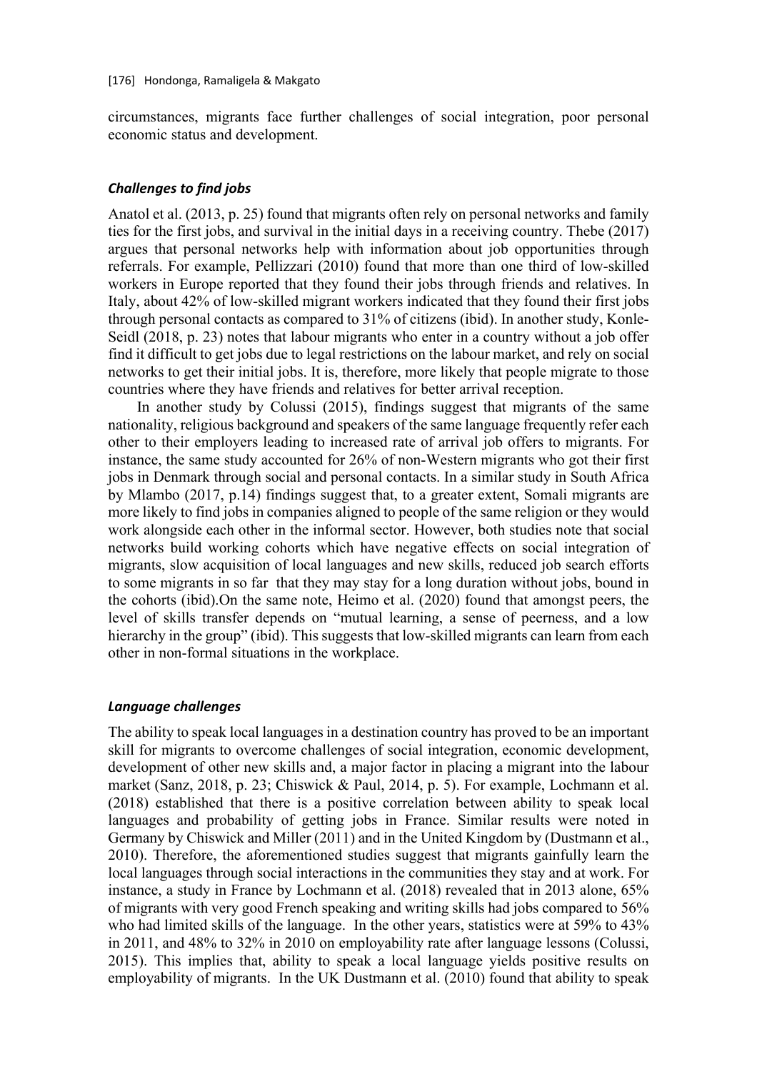circumstances, migrants face further challenges of social integration, poor personal economic status and development.

### *Challenges to find jobs*

Anatol et al. (2013, p. 25) found that migrants often rely on personal networks and family ties for the first jobs, and survival in the initial days in a receiving country. Thebe (2017) argues that personal networks help with information about job opportunities through referrals. For example, Pellizzari (2010) found that more than one third of low-skilled workers in Europe reported that they found their jobs through friends and relatives. In Italy, about 42% of low-skilled migrant workers indicated that they found their first jobs through personal contacts as compared to 31% of citizens (ibid). In another study, Konle-Seidl (2018, p. 23) notes that labour migrants who enter in a country without a job offer find it difficult to get jobs due to legal restrictions on the labour market, and rely on social networks to get their initial jobs. It is, therefore, more likely that people migrate to those countries where they have friends and relatives for better arrival reception.

In another study by Colussi (2015), findings suggest that migrants of the same nationality, religious background and speakers of the same language frequently refer each other to their employers leading to increased rate of arrival job offers to migrants. For instance, the same study accounted for 26% of non-Western migrants who got their first jobs in Denmark through social and personal contacts. In a similar study in South Africa by Mlambo (2017, p.14) findings suggest that, to a greater extent, Somali migrants are more likely to find jobs in companies aligned to people of the same religion or they would work alongside each other in the informal sector. However, both studies note that social networks build working cohorts which have negative effects on social integration of migrants, slow acquisition of local languages and new skills, reduced job search efforts to some migrants in so far that they may stay for a long duration without jobs, bound in the cohorts (ibid).On the same note, Heimo et al. (2020) found that amongst peers, the level of skills transfer depends on "mutual learning, a sense of peerness, and a low hierarchy in the group" (ibid). This suggests that low-skilled migrants can learn from each other in non-formal situations in the workplace.

### *Language challenges*

The ability to speak local languages in a destination country has proved to be an important skill for migrants to overcome challenges of social integration, economic development, development of other new skills and, a major factor in placing a migrant into the labour market (Sanz, 2018, p. 23; Chiswick & Paul, 2014, p. 5). For example, Lochmann et al. (2018) established that there is a positive correlation between ability to speak local languages and probability of getting jobs in France. Similar results were noted in Germany by Chiswick and Miller (2011) and in the United Kingdom by (Dustmann et al., 2010). Therefore, the aforementioned studies suggest that migrants gainfully learn the local languages through social interactions in the communities they stay and at work. For instance, a study in France by Lochmann et al. (2018) revealed that in 2013 alone, 65% of migrants with very good French speaking and writing skills had jobs compared to 56% who had limited skills of the language. In the other years, statistics were at 59% to 43% in 2011, and 48% to 32% in 2010 on employability rate after language lessons (Colussi, 2015). This implies that, ability to speak a local language yields positive results on employability of migrants. In the UK Dustmann et al. (2010) found that ability to speak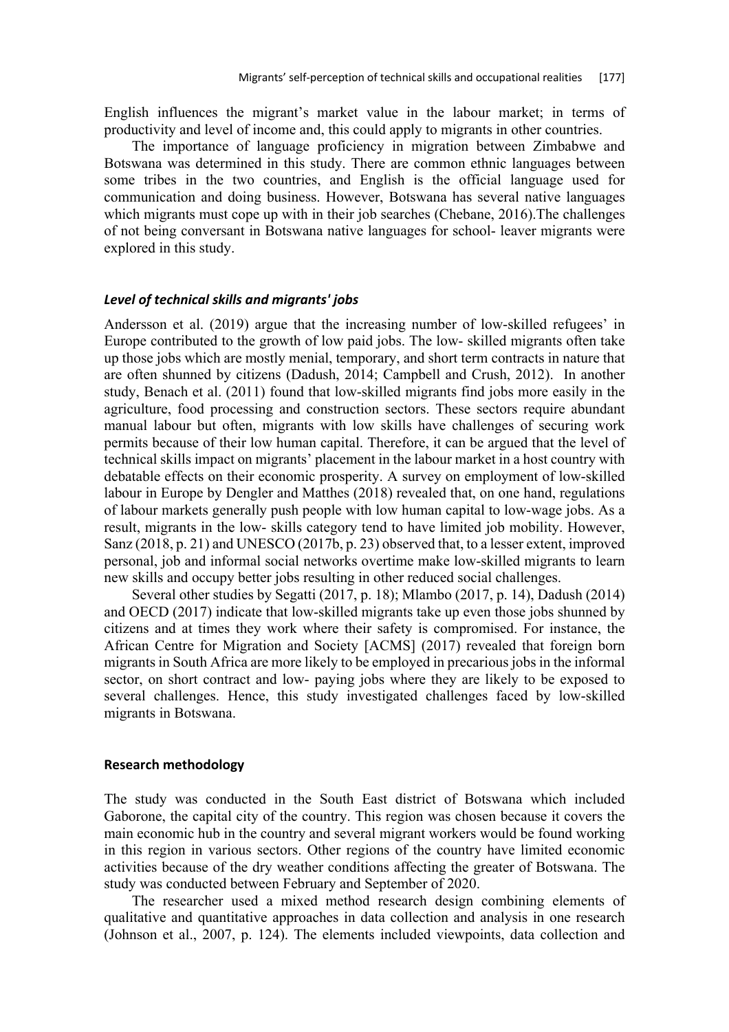English influences the migrant's market value in the labour market; in terms of productivity and level of income and, this could apply to migrants in other countries.

The importance of language proficiency in migration between Zimbabwe and Botswana was determined in this study. There are common ethnic languages between some tribes in the two countries, and English is the official language used for communication and doing business. However, Botswana has several native languages which migrants must cope up with in their job searches (Chebane, 2016).The challenges of not being conversant in Botswana native languages for school- leaver migrants were explored in this study.

### *Level of technical skills and migrants' jobs*

Andersson et al. (2019) argue that the increasing number of low-skilled refugees' in Europe contributed to the growth of low paid jobs. The low- skilled migrants often take up those jobs which are mostly menial, temporary, and short term contracts in nature that are often shunned by citizens (Dadush, 2014; Campbell and Crush, 2012). In another study, Benach et al. (2011) found that low-skilled migrants find jobs more easily in the agriculture, food processing and construction sectors. These sectors require abundant manual labour but often, migrants with low skills have challenges of securing work permits because of their low human capital. Therefore, it can be argued that the level of technical skills impact on migrants' placement in the labour market in a host country with debatable effects on their economic prosperity. A survey on employment of low-skilled labour in Europe by Dengler and Matthes (2018) revealed that, on one hand, regulations of labour markets generally push people with low human capital to low-wage jobs. As a result, migrants in the low- skills category tend to have limited job mobility. However, Sanz (2018, p. 21) and UNESCO (2017b, p. 23) observed that, to a lesser extent, improved personal, job and informal social networks overtime make low-skilled migrants to learn new skills and occupy better jobs resulting in other reduced social challenges.

Several other studies by Segatti (2017, p. 18); Mlambo (2017, p. 14), Dadush (2014) and OECD (2017) indicate that low-skilled migrants take up even those jobs shunned by citizens and at times they work where their safety is compromised. For instance, the African Centre for Migration and Society [ACMS] (2017) revealed that foreign born migrants in South Africa are more likely to be employed in precarious jobs in the informal sector, on short contract and low- paying jobs where they are likely to be exposed to several challenges. Hence, this study investigated challenges faced by low-skilled migrants in Botswana.

## **Research methodology**

The study was conducted in the South East district of Botswana which included Gaborone, the capital city of the country. This region was chosen because it covers the main economic hub in the country and several migrant workers would be found working in this region in various sectors. Other regions of the country have limited economic activities because of the dry weather conditions affecting the greater of Botswana. The study was conducted between February and September of 2020.

The researcher used a mixed method research design combining elements of qualitative and quantitative approaches in data collection and analysis in one research (Johnson et al., 2007, p. 124). The elements included viewpoints, data collection and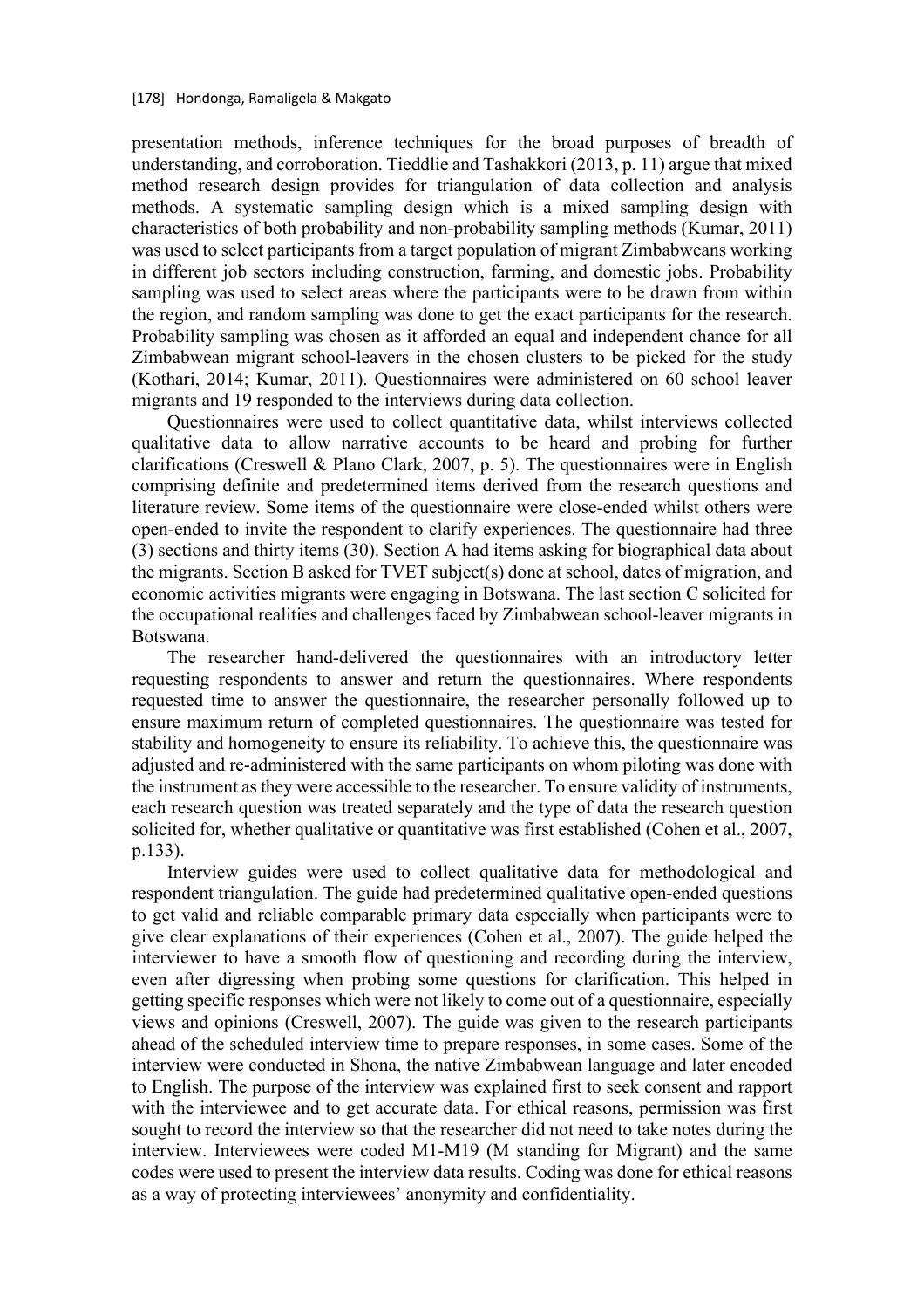presentation methods, inference techniques for the broad purposes of breadth of understanding, and corroboration. Tieddlie and Tashakkori (2013, p. 11) argue that mixed method research design provides for triangulation of data collection and analysis methods. A systematic sampling design which is a mixed sampling design with characteristics of both probability and non-probability sampling methods (Kumar, 2011) was used to select participants from a target population of migrant Zimbabweans working in different job sectors including construction, farming, and domestic jobs. Probability sampling was used to select areas where the participants were to be drawn from within the region, and random sampling was done to get the exact participants for the research. Probability sampling was chosen as it afforded an equal and independent chance for all Zimbabwean migrant school-leavers in the chosen clusters to be picked for the study (Kothari, 2014; Kumar, 2011). Questionnaires were administered on 60 school leaver migrants and 19 responded to the interviews during data collection.

Questionnaires were used to collect quantitative data, whilst interviews collected qualitative data to allow narrative accounts to be heard and probing for further clarifications (Creswell & Plano Clark, 2007, p. 5). The questionnaires were in English comprising definite and predetermined items derived from the research questions and literature review. Some items of the questionnaire were close-ended whilst others were open-ended to invite the respondent to clarify experiences. The questionnaire had three (3) sections and thirty items (30). Section A had items asking for biographical data about the migrants. Section B asked for TVET subject(s) done at school, dates of migration, and economic activities migrants were engaging in Botswana. The last section C solicited for the occupational realities and challenges faced by Zimbabwean school-leaver migrants in Botswana.

The researcher hand-delivered the questionnaires with an introductory letter requesting respondents to answer and return the questionnaires. Where respondents requested time to answer the questionnaire, the researcher personally followed up to ensure maximum return of completed questionnaires. The questionnaire was tested for stability and homogeneity to ensure its reliability. To achieve this, the questionnaire was adjusted and re-administered with the same participants on whom piloting was done with the instrument as they were accessible to the researcher. To ensure validity of instruments, each research question was treated separately and the type of data the research question solicited for, whether qualitative or quantitative was first established (Cohen et al., 2007, p.133).

Interview guides were used to collect qualitative data for methodological and respondent triangulation. The guide had predetermined qualitative open-ended questions to get valid and reliable comparable primary data especially when participants were to give clear explanations of their experiences (Cohen et al., 2007). The guide helped the interviewer to have a smooth flow of questioning and recording during the interview, even after digressing when probing some questions for clarification. This helped in getting specific responses which were not likely to come out of a questionnaire, especially views and opinions (Creswell, 2007). The guide was given to the research participants ahead of the scheduled interview time to prepare responses, in some cases. Some of the interview were conducted in Shona, the native Zimbabwean language and later encoded to English. The purpose of the interview was explained first to seek consent and rapport with the interviewee and to get accurate data. For ethical reasons, permission was first sought to record the interview so that the researcher did not need to take notes during the interview. Interviewees were coded M1-M19 (M standing for Migrant) and the same codes were used to present the interview data results. Coding was done for ethical reasons as a way of protecting interviewees' anonymity and confidentiality.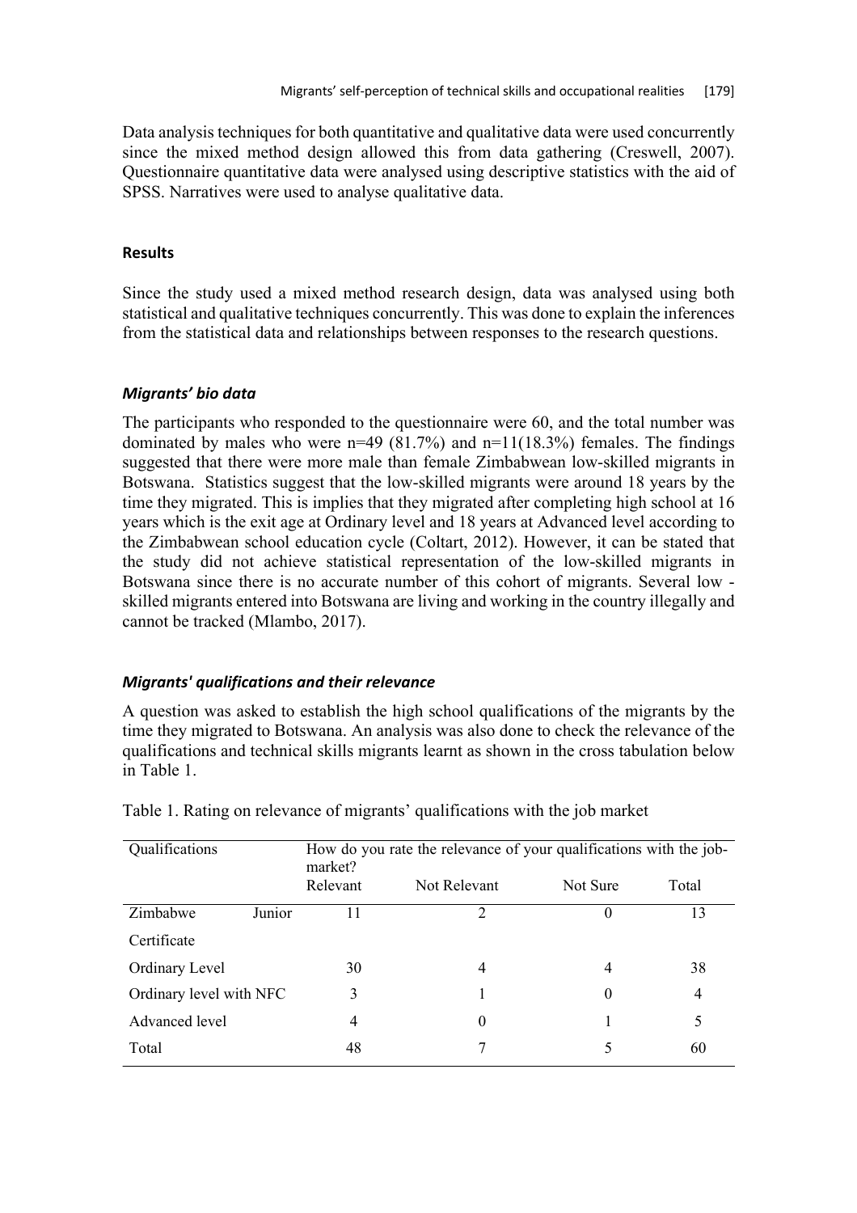Data analysis techniques for both quantitative and qualitative data were used concurrently since the mixed method design allowed this from data gathering (Creswell, 2007). Questionnaire quantitative data were analysed using descriptive statistics with the aid of SPSS. Narratives were used to analyse qualitative data.

## Results

Since the study used a mixed method research design, data was analysed using both statistical and qualitative techniques concurrently. This was done to explain the inferences from the statistical data and relationships between responses to the research questions.

### *Migrants' bio data*

The participants who responded to the questionnaire were 60, and the total number was dominated by males who were n=49 (81.7%) and n=11(18.3%) females. The findings suggested that there were more male than female Zimbabwean low-skilled migrants in Botswana. Statistics suggest that the low-skilled migrants were around 18 years by the time they migrated. This is implies that they migrated after completing high school at 16 years which is the exit age at Ordinary level and 18 years at Advanced level according to the Zimbabwean school education cycle (Coltart, 2012). However, it can be stated that the study did not achieve statistical representation of the low-skilled migrants in Botswana since there is no accurate number of this cohort of migrants. Several low - skilled migrants entered into Botswana are living and working in the country illegally and cannot be tracked (Mlambo, 2017).

### *Migrants' qualifications and their relevance*

A question was asked to establish the high school qualifications of the migrants by the time they migrated to Botswana. An analysis was also done to check the relevance of the qualifications and technical skills migrants learnt as shown in the cross tabulation below in Table 1.

Table 1. Rating on relevance of migrants' qualifications with the job market

| Qualifications | How do you rate the relevance of your qualifications with the job-market? | | | |
|---|---|---|---|---|
| | Relevant | Not Relevant | Not Sure | Total |
| Zimbabwe Junior Certificate | 11 | 2 | 0 | 13 |
| Ordinary Level | 30 | 4 | 4 | 38 |
| Ordinary level with NFC | 3 | 1 | 0 | 4 |
| Advanced level | 4 | 0 | 1 | 5 |
| Total | 48 | 7 | 5 | 60 |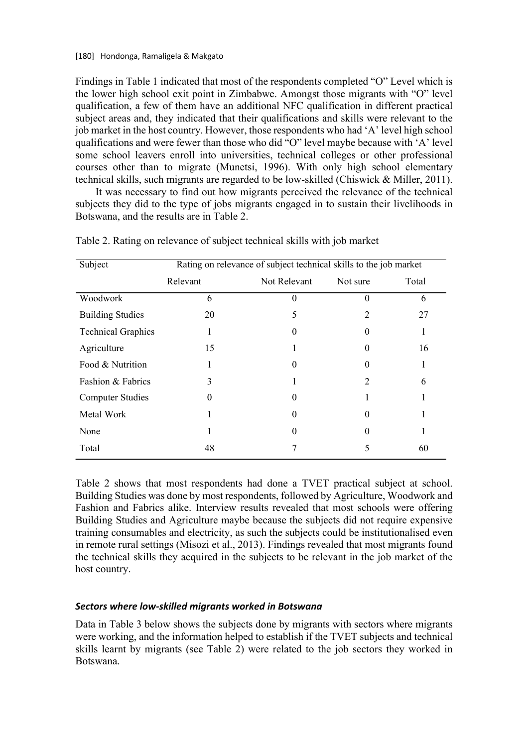Findings in Table 1 indicated that most of the respondents completed "O" Level which is the lower high school exit point in Zimbabwe. Amongst those migrants with "O" level qualification, a few of them have an additional NFC qualification in different practical subject areas and, they indicated that their qualifications and skills were relevant to the job market in the host country. However, those respondents who had 'A' level high school qualifications and were fewer than those who did "O" level maybe because with 'A' level some school leavers enroll into universities, technical colleges or other professional courses other than to migrate (Munetsi, 1996). With only high school elementary technical skills, such migrants are regarded to be low-skilled (Chiswick & Miller, 2011).

It was necessary to find out how migrants perceived the relevance of the technical subjects they did to the type of jobs migrants engaged in to sustain their livelihoods in Botswana, and the results are in Table 2.

Table 2. Rating on relevance of subject technical skills with job market

| Subject | Rating on relevance of subject technical skills to the job market | | | |
|---|---|---|---|---|
| | Relevant | Not Relevant | Not sure | Total |
| Woodwork | 6 | 0 | 0 | 6 |
| Building Studies | 20 | 5 | 2 | 27 |
| Technical Graphics | 1 | 0 | 0 | 1 |
| Agriculture | 15 | 1 | 0 | 16 |
| Food & Nutrition | 1 | 0 | 0 | 1 |
| Fashion & Fabrics | 3 | 1 | 2 | 6 |
| Computer Studies | 0 | 0 | 1 | 1 |
| Metal Work | 1 | 0 | 0 | 1 |
| None | 1 | 0 | 0 | 1 |
| Total | 48 | 7 | 5 | 60 |

Table 2 shows that most respondents had done a TVET practical subject at school. Building Studies was done by most respondents, followed by Agriculture, Woodwork and Fashion and Fabrics alike. Interview results revealed that most schools were offering Building Studies and Agriculture maybe because the subjects did not require expensive training consumables and electricity, as such the subjects could be institutionalised even in remote rural settings (Misozi et al., 2013). Findings revealed that most migrants found the technical skills they acquired in the subjects to be relevant in the job market of the host country.

### *Sectors where low-skilled migrants worked in Botswana*

Data in Table 3 below shows the subjects done by migrants with sectors where migrants were working, and the information helped to establish if the TVET subjects and technical skills learnt by migrants (see Table 2) were related to the job sectors they worked in Botswana.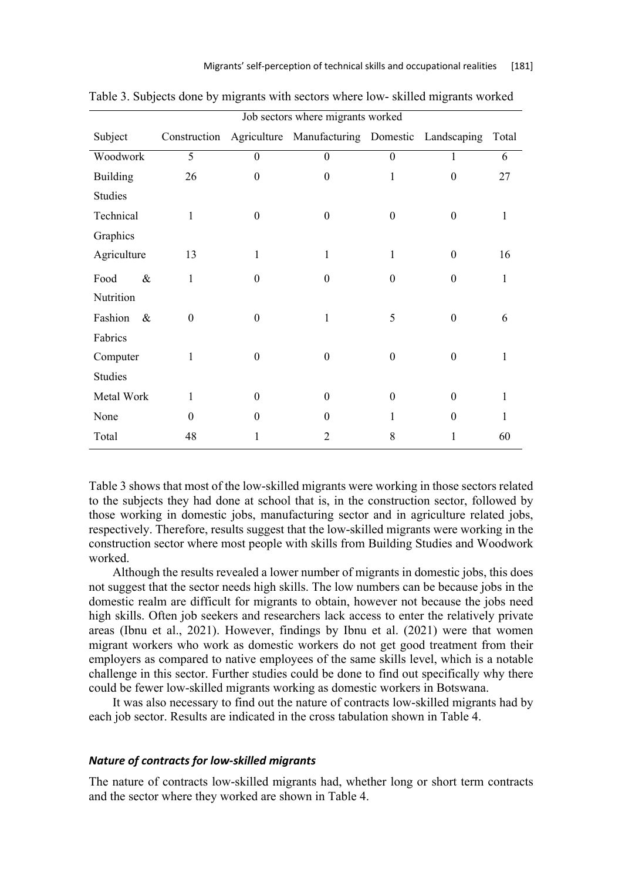Table 3. Subjects done by migrants with sectors where low- skilled migrants worked

| | Job sectors where migrants worked | | | | | |
|---|---|---|---|---|---|---|
| Subject | Construction | Agriculture | Manufacturing | Domestic | Landscaping | Total |
| Woodwork | 5 | 0 | 0 | 0 | 1 | 6 |
| Building Studies | 26 | 0 | 0 | 1 | 0 | 27 |
| Technical Graphics | 1 | 0 | 0 | 0 | 0 | 1 |
| Agriculture | 13 | 1 | 1 | 1 | 0 | 16 |
| Food & Nutrition | 1 | 0 | 0 | 0 | 0 | 1 |
| Fashion & Fabrics | 0 | 0 | 1 | 5 | 0 | 6 |
| Computer Studies | 1 | 0 | 0 | 0 | 0 | 1 |
| Metal Work | 1 | 0 | 0 | 0 | 0 | 1 |
| None | 0 | 0 | 0 | 1 | 0 | 1 |
| Total | 48 | 1 | 2 | 8 | 1 | 60 |

Table 3 shows that most of the low-skilled migrants were working in those sectors related to the subjects they had done at school that is, in the construction sector, followed by those working in domestic jobs, manufacturing sector and in agriculture related jobs, respectively. Therefore, results suggest that the low-skilled migrants were working in the construction sector where most people with skills from Building Studies and Woodwork worked.

Although the results revealed a lower number of migrants in domestic jobs, this does not suggest that the sector needs high skills. The low numbers can be because jobs in the domestic realm are difficult for migrants to obtain, however not because the jobs need high skills. Often job seekers and researchers lack access to enter the relatively private areas (Ibnu et al., 2021). However, findings by Ibnu et al. (2021) were that women migrant workers who work as domestic workers do not get good treatment from their employers as compared to native employees of the same skills level, which is a notable challenge in this sector. Further studies could be done to find out specifically why there could be fewer low-skilled migrants working as domestic workers in Botswana.

It was also necessary to find out the nature of contracts low-skilled migrants had by each job sector. Results are indicated in the cross tabulation shown in Table 4.

### *Nature of contracts for low-skilled migrants*

The nature of contracts low-skilled migrants had, whether long or short term contracts and the sector where they worked are shown in Table 4.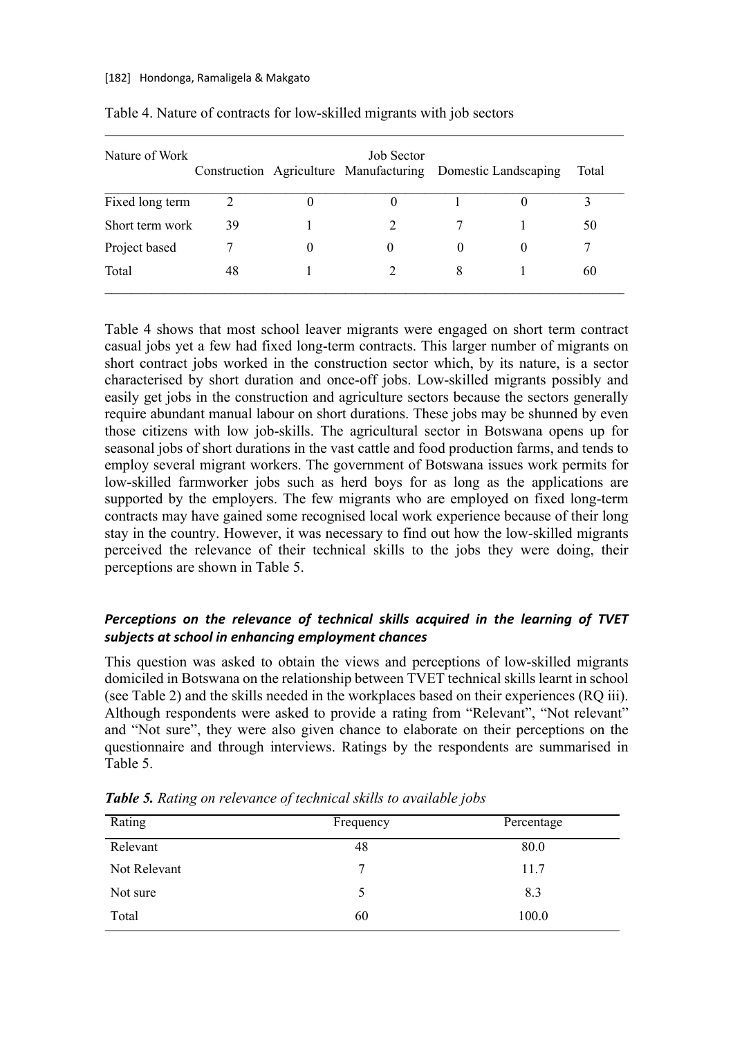Table 4. Nature of contracts for low-skilled migrants with job sectors

| Nature of Work | Job Sector | | | | | |
|---|---|---|---|---|---|---|
| | Construction | Agriculture | Manufacturing | Domestic | Landscaping | Total |
| Fixed long term | 2 | 0 | 0 | 1 | 0 | 3 |
| Short term work | 39 | 1 | 2 | 7 | 1 | 50 |
| Project based | 7 | 0 | 0 | 0 | 0 | 7 |
| Total | 48 | 1 | 2 | 8 | 1 | 60 |

Table 4 shows that most school leaver migrants were engaged on short term contract casual jobs yet a few had fixed long-term contracts. This larger number of migrants on short contract jobs worked in the construction sector which, by its nature, is a sector characterised by short duration and once-off jobs. Low-skilled migrants possibly and easily get jobs in the construction and agriculture sectors because the sectors generally require abundant manual labour on short durations. These jobs may be shunned by even those citizens with low job-skills. The agricultural sector in Botswana opens up for seasonal jobs of short durations in the vast cattle and food production farms, and tends to employ several migrant workers. The government of Botswana issues work permits for low-skilled farmworker jobs such as herd boys for as long as the applications are supported by the employers. The few migrants who are employed on fixed long-term contracts may have gained some recognised local work experience because of their long stay in the country. However, it was necessary to find out how the low-skilled migrants perceived the relevance of their technical skills to the jobs they were doing, their perceptions are shown in Table 5.

### *Perceptions on the relevance of technical skills acquired in the learning of TVET subjects at school in enhancing employment chances*

This question was asked to obtain the views and perceptions of low-skilled migrants domiciled in Botswana on the relationship between TVET technical skills learnt in school (see Table 2) and the skills needed in the workplaces based on their experiences (RQ iii). Although respondents were asked to provide a rating from "Relevant", "Not relevant" and "Not sure", they were also given chance to elaborate on their perceptions on the questionnaire and through interviews. Ratings by the respondents are summarised in Table 5.

***Table 5.*** *Rating on relevance of technical skills to available jobs*

| Rating | Frequency | Percentage |
|---|---|---|
| Relevant | 48 | 80.0 |
| Not Relevant | 7 | 11.7 |
| Not sure | 5 | 8.3 |
| Total | 60 | 100.0 |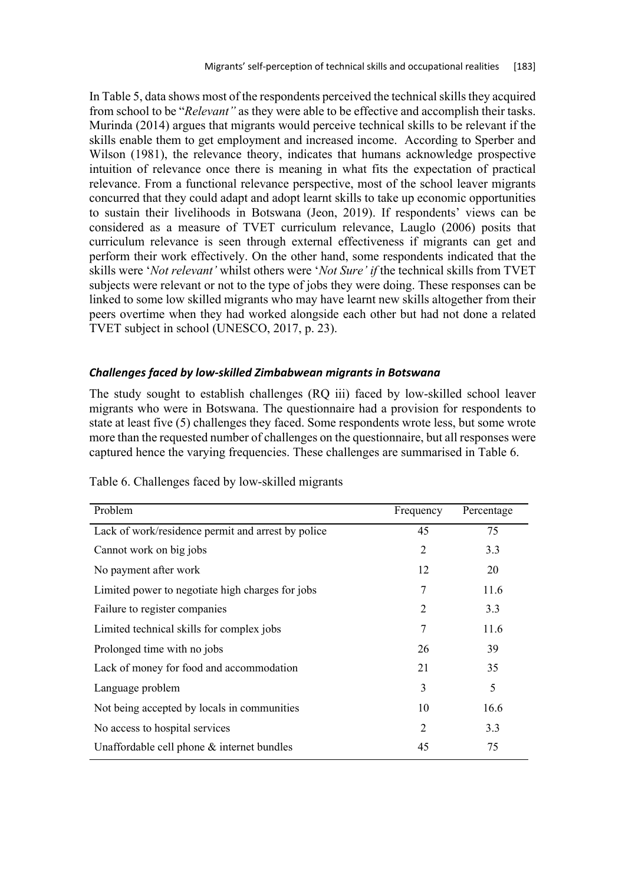In Table 5, data shows most of the respondents perceived the technical skills they acquired from school to be "*Relevant"* as they were able to be effective and accomplish their tasks. Murinda (2014) argues that migrants would perceive technical skills to be relevant if the skills enable them to get employment and increased income. According to Sperber and Wilson (1981), the relevance theory, indicates that humans acknowledge prospective intuition of relevance once there is meaning in what fits the expectation of practical relevance. From a functional relevance perspective, most of the school leaver migrants concurred that they could adapt and adopt learnt skills to take up economic opportunities to sustain their livelihoods in Botswana (Jeon, 2019). If respondents' views can be considered as a measure of TVET curriculum relevance, Lauglo (2006) posits that curriculum relevance is seen through external effectiveness if migrants can get and perform their work effectively. On the other hand, some respondents indicated that the skills were '*Not relevant'* whilst others were '*Not Sure' if* the technical skills from TVET subjects were relevant or not to the type of jobs they were doing. These responses can be linked to some low skilled migrants who may have learnt new skills altogether from their peers overtime when they had worked alongside each other but had not done a related TVET subject in school (UNESCO, 2017, p. 23).

### *Challenges faced by low-skilled Zimbabwean migrants in Botswana*

The study sought to establish challenges (RQ iii) faced by low-skilled school leaver migrants who were in Botswana. The questionnaire had a provision for respondents to state at least five (5) challenges they faced. Some respondents wrote less, but some wrote more than the requested number of challenges on the questionnaire, but all responses were captured hence the varying frequencies. These challenges are summarised in Table 6.

Table 6. Challenges faced by low-skilled migrants

| Problem | Frequency | Percentage |
|---|---|---|
| Lack of work/residence permit and arrest by police | 45 | 75 |
| Cannot work on big jobs | 2 | 3.3 |
| No payment after work | 12 | 20 |
| Limited power to negotiate high charges for jobs | 7 | 11.6 |
| Failure to register companies | 2 | 3.3 |
| Limited technical skills for complex jobs | 7 | 11.6 |
| Prolonged time with no jobs | 26 | 39 |
| Lack of money for food and accommodation | 21 | 35 |
| Language problem | 3 | 5 |
| Not being accepted by locals in communities | 10 | 16.6 |
| No access to hospital services | 2 | 3.3 |
| Unaffordable cell phone & internet bundles | 45 | 75 |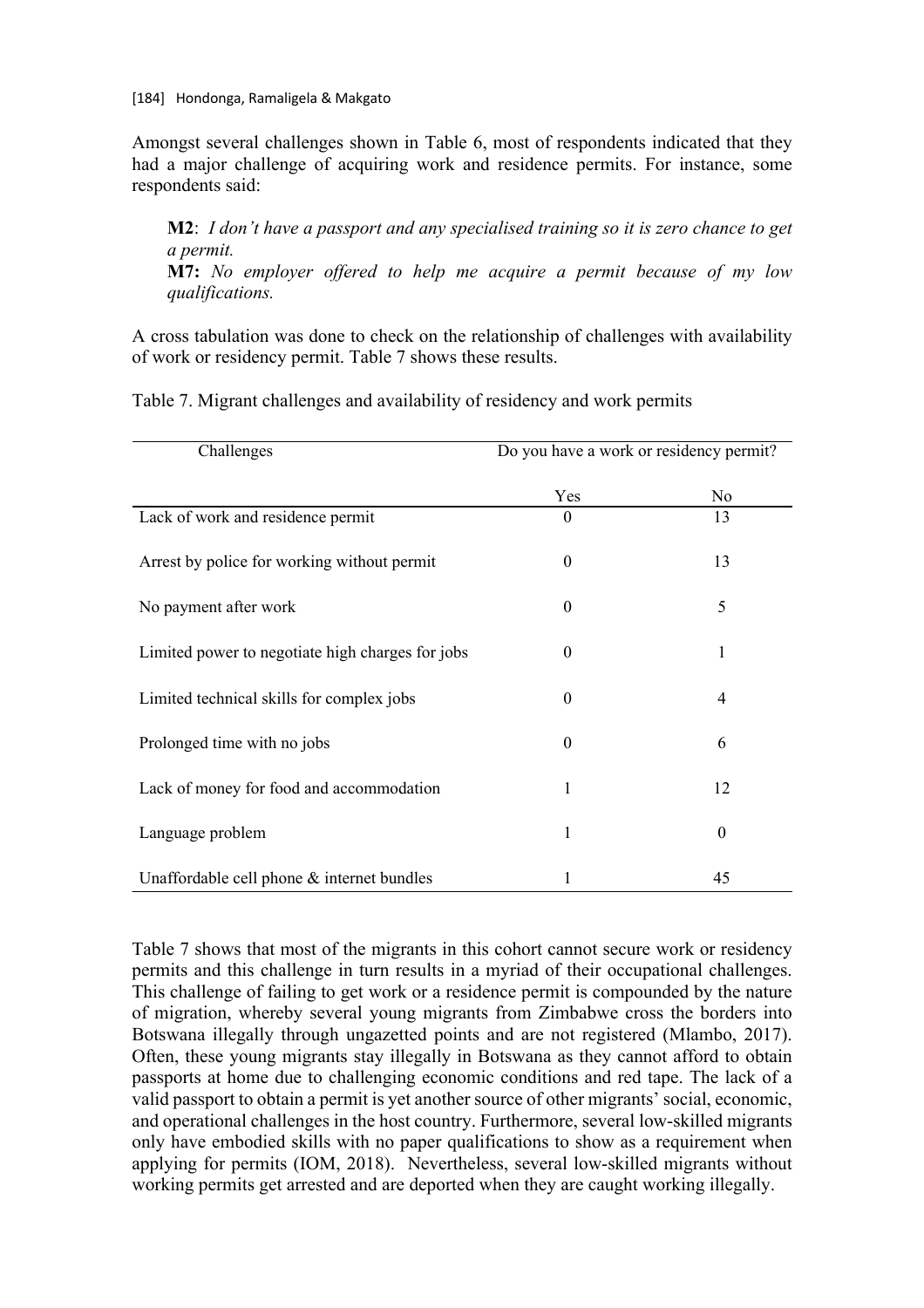Amongst several challenges shown in Table 6, most of respondents indicated that they had a major challenge of acquiring work and residence permits. For instance, some respondents said:

> **M2**: *I don't have a passport and any specialised training so it is zero chance to get a permit.*
> **M7:** *No employer offered to help me acquire a permit because of my low qualifications.*

A cross tabulation was done to check on the relationship of challenges with availability of work or residency permit. Table 7 shows these results.

Table 7. Migrant challenges and availability of residency and work permits

| Challenges | Do you have a work or residency permit? | |
|---|---|---|
| | Yes | No |
| Lack of work and residence permit | 0 | 13 |
| Arrest by police for working without permit | 0 | 13 |
| No payment after work | 0 | 5 |
| Limited power to negotiate high charges for jobs | 0 | 1 |
| Limited technical skills for complex jobs | 0 | 4 |
| Prolonged time with no jobs | 0 | 6 |
| Lack of money for food and accommodation | 1 | 12 |
| Language problem | 1 | 0 |
| Unaffordable cell phone & internet bundles | 1 | 45 |

Table 7 shows that most of the migrants in this cohort cannot secure work or residency permits and this challenge in turn results in a myriad of their occupational challenges. This challenge of failing to get work or a residence permit is compounded by the nature of migration, whereby several young migrants from Zimbabwe cross the borders into Botswana illegally through ungazetted points and are not registered (Mlambo, 2017). Often, these young migrants stay illegally in Botswana as they cannot afford to obtain passports at home due to challenging economic conditions and red tape. The lack of a valid passport to obtain a permit is yet another source of other migrants' social, economic, and operational challenges in the host country. Furthermore, several low-skilled migrants only have embodied skills with no paper qualifications to show as a requirement when applying for permits (IOM, 2018). Nevertheless, several low-skilled migrants without working permits get arrested and are deported when they are caught working illegally.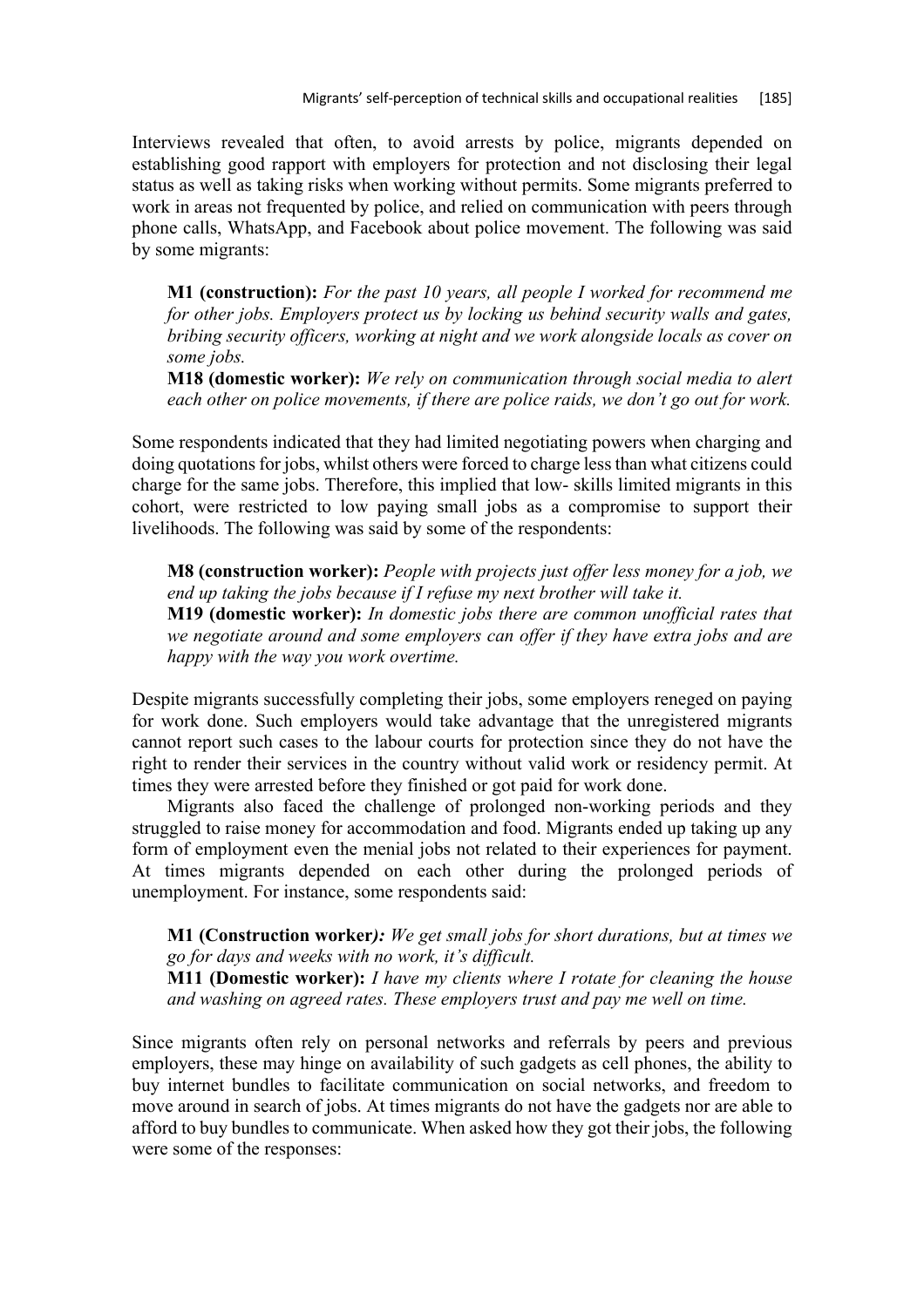Interviews revealed that often, to avoid arrests by police, migrants depended on establishing good rapport with employers for protection and not disclosing their legal status as well as taking risks when working without permits. Some migrants preferred to work in areas not frequented by police, and relied on communication with peers through phone calls, WhatsApp, and Facebook about police movement. The following was said by some migrants:

> **M1 (construction):** *For the past 10 years, all people I worked for recommend me for other jobs. Employers protect us by locking us behind security walls and gates, bribing security officers, working at night and we work alongside locals as cover on some jobs.*
>
> **M18 (domestic worker):** *We rely on communication through social media to alert each other on police movements, if there are police raids, we don't go out for work.*

Some respondents indicated that they had limited negotiating powers when charging and doing quotations for jobs, whilst others were forced to charge less than what citizens could charge for the same jobs. Therefore, this implied that low- skills limited migrants in this cohort, were restricted to low paying small jobs as a compromise to support their livelihoods. The following was said by some of the respondents:

> **M8 (construction worker):** *People with projects just offer less money for a job, we end up taking the jobs because if I refuse my next brother will take it.*
>
> **M19 (domestic worker):** *In domestic jobs there are common unofficial rates that we negotiate around and some employers can offer if they have extra jobs and are happy with the way you work overtime.*

Despite migrants successfully completing their jobs, some employers reneged on paying for work done. Such employers would take advantage that the unregistered migrants cannot report such cases to the labour courts for protection since they do not have the right to render their services in the country without valid work or residency permit. At times they were arrested before they finished or got paid for work done.

Migrants also faced the challenge of prolonged non-working periods and they struggled to raise money for accommodation and food. Migrants ended up taking up any form of employment even the menial jobs not related to their experiences for payment. At times migrants depended on each other during the prolonged periods of unemployment. For instance, some respondents said:

> **M1 (Construction worker):** *We get small jobs for short durations, but at times we go for days and weeks with no work, it's difficult.*
>
> **M11 (Domestic worker):** *I have my clients where I rotate for cleaning the house and washing on agreed rates. These employers trust and pay me well on time.*

Since migrants often rely on personal networks and referrals by peers and previous employers, these may hinge on availability of such gadgets as cell phones, the ability to buy internet bundles to facilitate communication on social networks, and freedom to move around in search of jobs. At times migrants do not have the gadgets nor are able to afford to buy bundles to communicate. When asked how they got their jobs, the following were some of the responses: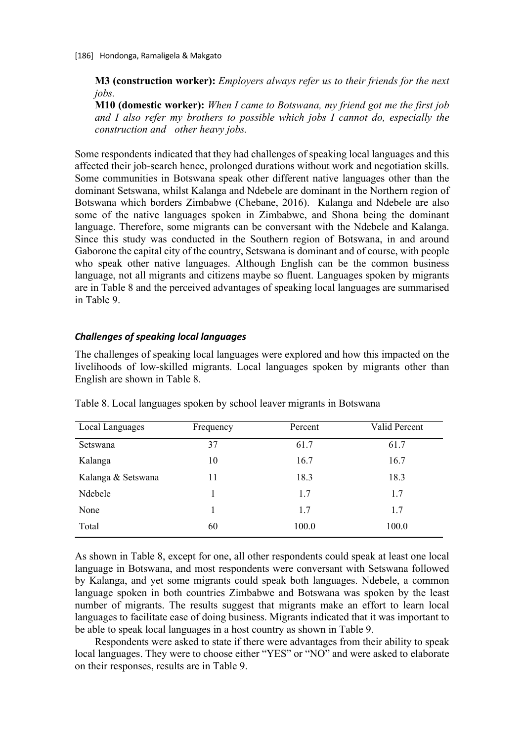**M3 (construction worker):** *Employers always refer us to their friends for the next jobs.*

**M10 (domestic worker):** *When I came to Botswana, my friend got me the first job and I also refer my brothers to possible which jobs I cannot do, especially the construction and other heavy jobs.*

Some respondents indicated that they had challenges of speaking local languages and this affected their job-search hence, prolonged durations without work and negotiation skills. Some communities in Botswana speak other different native languages other than the dominant Setswana, whilst Kalanga and Ndebele are dominant in the Northern region of Botswana which borders Zimbabwe (Chebane, 2016). Kalanga and Ndebele are also some of the native languages spoken in Zimbabwe, and Shona being the dominant language. Therefore, some migrants can be conversant with the Ndebele and Kalanga. Since this study was conducted in the Southern region of Botswana, in and around Gaborone the capital city of the country, Setswana is dominant and of course, with people who speak other native languages. Although English can be the common business language, not all migrants and citizens maybe so fluent. Languages spoken by migrants are in Table 8 and the perceived advantages of speaking local languages are summarised in Table 9.

### *Challenges of speaking local languages*

The challenges of speaking local languages were explored and how this impacted on the livelihoods of low-skilled migrants. Local languages spoken by migrants other than English are shown in Table 8.

Table 8. Local languages spoken by school leaver migrants in Botswana

| Local Languages | Frequency | Percent | Valid Percent |
| --- | --- | --- | --- |
| Setswana | 37 | 61.7 | 61.7 |
| Kalanga | 10 | 16.7 | 16.7 |
| Kalanga & Setswana | 11 | 18.3 | 18.3 |
| Ndebele | 1 | 1.7 | 1.7 |
| None | 1 | 1.7 | 1.7 |
| Total | 60 | 100.0 | 100.0 |

As shown in Table 8, except for one, all other respondents could speak at least one local language in Botswana, and most respondents were conversant with Setswana followed by Kalanga, and yet some migrants could speak both languages. Ndebele, a common language spoken in both countries Zimbabwe and Botswana was spoken by the least number of migrants. The results suggest that migrants make an effort to learn local languages to facilitate ease of doing business. Migrants indicated that it was important to be able to speak local languages in a host country as shown in Table 9.

Respondents were asked to state if there were advantages from their ability to speak local languages. They were to choose either "YES" or "NO" and were asked to elaborate on their responses, results are in Table 9.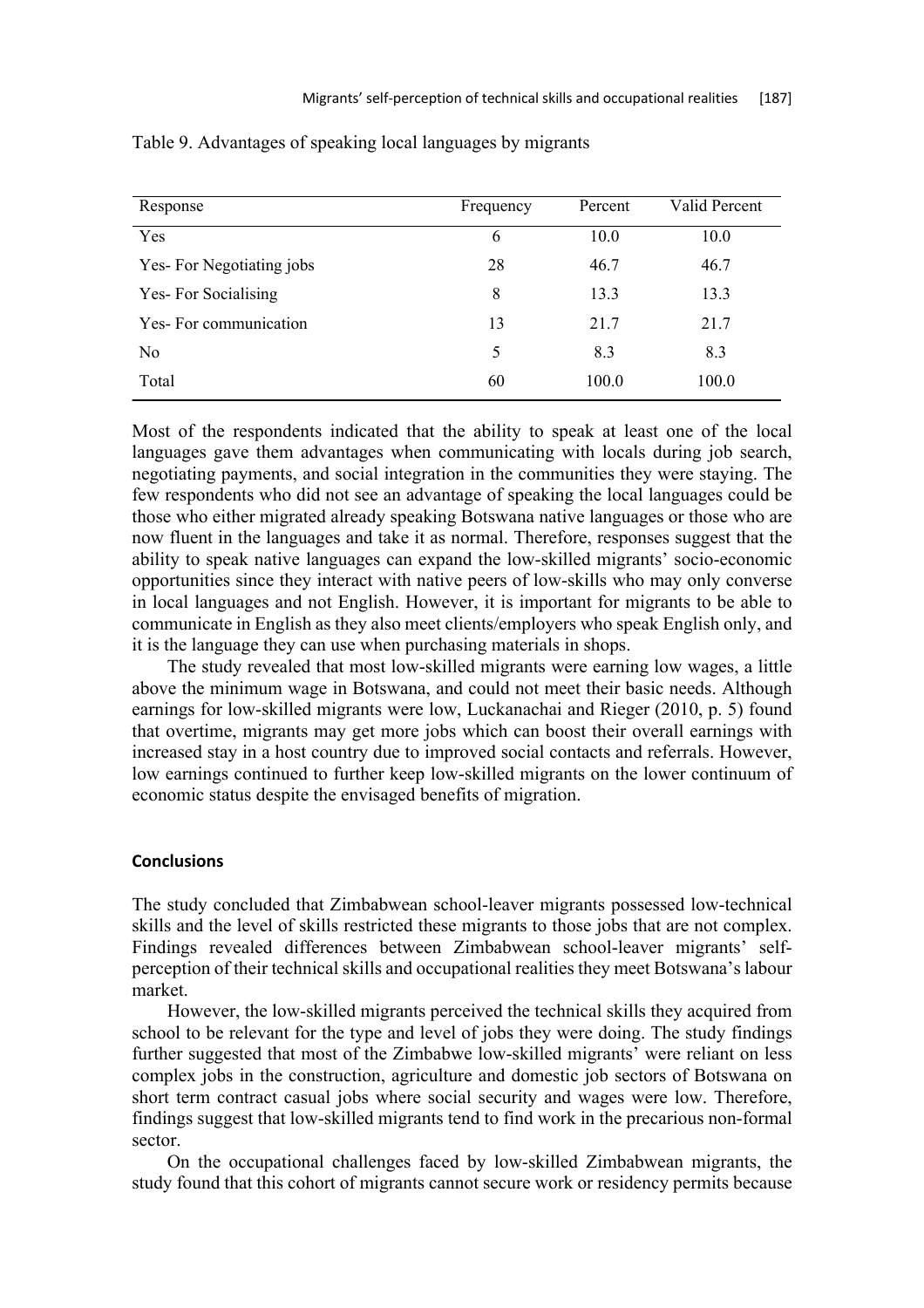Table 9. Advantages of speaking local languages by migrants

| Response | Frequency | Percent | Valid Percent |
|---|---|---|---|
| Yes | 6 | 10.0 | 10.0 |
| Yes- For Negotiating jobs | 28 | 46.7 | 46.7 |
| Yes- For Socialising | 8 | 13.3 | 13.3 |
| Yes- For communication | 13 | 21.7 | 21.7 |
| No | 5 | 8.3 | 8.3 |
| Total | 60 | 100.0 | 100.0 |

Most of the respondents indicated that the ability to speak at least one of the local languages gave them advantages when communicating with locals during job search, negotiating payments, and social integration in the communities they were staying. The few respondents who did not see an advantage of speaking the local languages could be those who either migrated already speaking Botswana native languages or those who are now fluent in the languages and take it as normal. Therefore, responses suggest that the ability to speak native languages can expand the low-skilled migrants' socio-economic opportunities since they interact with native peers of low-skills who may only converse in local languages and not English. However, it is important for migrants to be able to communicate in English as they also meet clients/employers who speak English only, and it is the language they can use when purchasing materials in shops.

The study revealed that most low-skilled migrants were earning low wages, a little above the minimum wage in Botswana, and could not meet their basic needs. Although earnings for low-skilled migrants were low, Luckanachai and Rieger (2010, p. 5) found that overtime, migrants may get more jobs which can boost their overall earnings with increased stay in a host country due to improved social contacts and referrals. However, low earnings continued to further keep low-skilled migrants on the lower continuum of economic status despite the envisaged benefits of migration.

## Conclusions

The study concluded that Zimbabwean school-leaver migrants possessed low-technical skills and the level of skills restricted these migrants to those jobs that are not complex. Findings revealed differences between Zimbabwean school-leaver migrants' self-perception of their technical skills and occupational realities they meet Botswana's labour market.

However, the low-skilled migrants perceived the technical skills they acquired from school to be relevant for the type and level of jobs they were doing. The study findings further suggested that most of the Zimbabwe low-skilled migrants' were reliant on less complex jobs in the construction, agriculture and domestic job sectors of Botswana on short term contract casual jobs where social security and wages were low. Therefore, findings suggest that low-skilled migrants tend to find work in the precarious non-formal sector.

On the occupational challenges faced by low-skilled Zimbabwean migrants, the study found that this cohort of migrants cannot secure work or residency permits because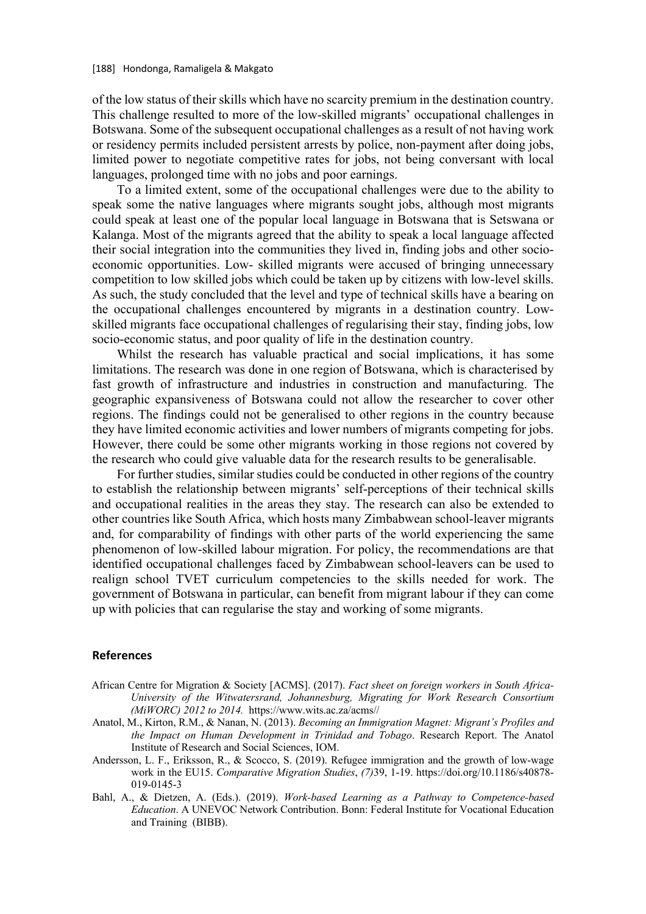of the low status of their skills which have no scarcity premium in the destination country. This challenge resulted to more of the low-skilled migrants' occupational challenges in Botswana. Some of the subsequent occupational challenges as a result of not having work or residency permits included persistent arrests by police, non-payment after doing jobs, limited power to negotiate competitive rates for jobs, not being conversant with local languages, prolonged time with no jobs and poor earnings.

To a limited extent, some of the occupational challenges were due to the ability to speak some the native languages where migrants sought jobs, although most migrants could speak at least one of the popular local language in Botswana that is Setswana or Kalanga. Most of the migrants agreed that the ability to speak a local language affected their social integration into the communities they lived in, finding jobs and other socio-economic opportunities. Low- skilled migrants were accused of bringing unnecessary competition to low skilled jobs which could be taken up by citizens with low-level skills. As such, the study concluded that the level and type of technical skills have a bearing on the occupational challenges encountered by migrants in a destination country. Low-skilled migrants face occupational challenges of regularising their stay, finding jobs, low socio-economic status, and poor quality of life in the destination country.

Whilst the research has valuable practical and social implications, it has some limitations. The research was done in one region of Botswana, which is characterised by fast growth of infrastructure and industries in construction and manufacturing. The geographic expansiveness of Botswana could not allow the researcher to cover other regions. The findings could not be generalised to other regions in the country because they have limited economic activities and lower numbers of migrants competing for jobs. However, there could be some other migrants working in those regions not covered by the research who could give valuable data for the research results to be generalisable.

For further studies, similar studies could be conducted in other regions of the country to establish the relationship between migrants' self-perceptions of their technical skills and occupational realities in the areas they stay. The research can also be extended to other countries like South Africa, which hosts many Zimbabwean school-leaver migrants and, for comparability of findings with other parts of the world experiencing the same phenomenon of low-skilled labour migration. For policy, the recommendations are that identified occupational challenges faced by Zimbabwean school-leavers can be used to realign school TVET curriculum competencies to the skills needed for work. The government of Botswana in particular, can benefit from migrant labour if they can come up with policies that can regularise the stay and working of some migrants.

## References

African Centre for Migration & Society [ACMS]. (2017). *Fact sheet on foreign workers in South Africa- University of the Witwatersrand, Johannesburg, Migrating for Work Research Consortium (MiWORC) 2012 to 2014.* https://www.wits.ac.za/acms//

Anatol, M., Kirton, R.M., & Nanan, N. (2013). *Becoming an Immigration Magnet: Migrant's Profiles and the Impact on Human Development in Trinidad and Tobago*. Research Report. The Anatol Institute of Research and Social Sciences, IOM.

Andersson, L. F., Eriksson, R., & Scocco, S. (2019). Refugee immigration and the growth of low-wage work in the EU15. *Comparative Migration Studies*, *(7)*39, 1-19. https://doi.org/10.1186/s40878-019-0145-3

Bahl, A., & Dietzen, A. (Eds.). (2019). *Work-based Learning as a Pathway to Competence-based Education*. A UNEVOC Network Contribution. Bonn: Federal Institute for Vocational Education and Training (BIBB).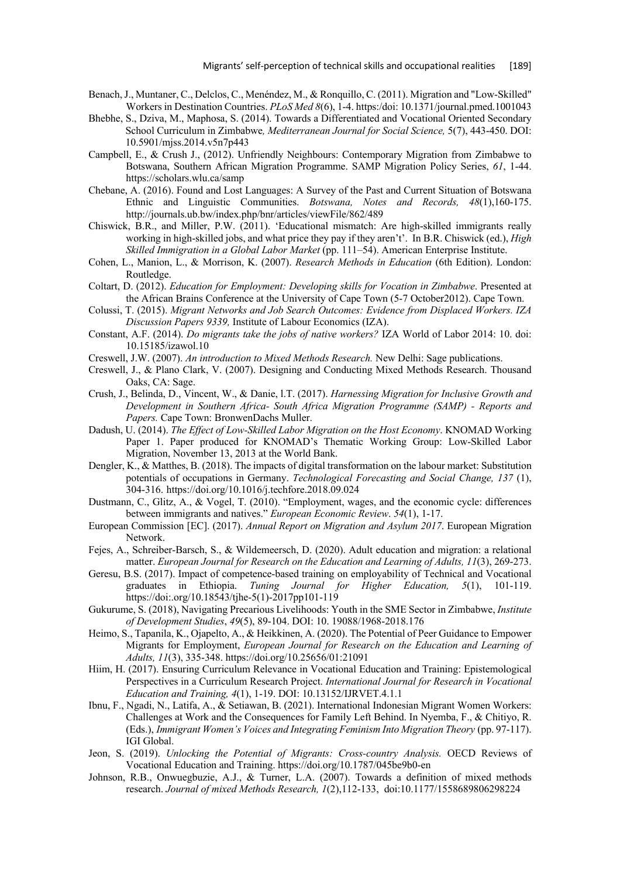Benach, J., Muntaner, C., Delclos, C., Menéndez, M., & Ronquillo, C. (2011). Migration and "Low-Skilled" Workers in Destination Countries. *PLoS Med 8*(6), 1-4. https:/doi: 10.1371/journal.pmed.1001043

Bhebhe, S., Dziva, M., Maphosa, S. (2014). Towards a Differentiated and Vocational Oriented Secondary School Curriculum in Zimbabwe*, Mediterranean Journal for Social Science,* 5(7), 443-450. DOI: 10.5901/mjss.2014.v5n7p443

Campbell, E., & Crush J., (2012). Unfriendly Neighbours: Contemporary Migration from Zimbabwe to Botswana, Southern African Migration Programme. SAMP Migration Policy Series, *61*, 1-44. https://scholars.wlu.ca/samp

Chebane, A. (2016). Found and Lost Languages: A Survey of the Past and Current Situation of Botswana Ethnic and Linguistic Communities. *Botswana, Notes and Records, 48*(1),160-175. http://journals.ub.bw/index.php/bnr/articles/viewFile/862/489

Chiswick, B.R., and Miller, P.W. (2011). 'Educational mismatch: Are high-skilled immigrants really working in high-skilled jobs, and what price they pay if they aren't'. In B.R. Chiswick (ed.), *High Skilled Immigration in a Global Labor Market* (pp. 111–54). American Enterprise Institute.

Cohen, L., Manion, L., & Morrison, K. (2007). *Research Methods in Education* (6th Edition). London: Routledge.

Coltart, D. (2012). *Education for Employment: Developing skills for Vocation in Zimbabwe*. Presented at the African Brains Conference at the University of Cape Town (5-7 October2012). Cape Town.

Colussi, T. (2015). *Migrant Networks and Job Search Outcomes: Evidence from Displaced Workers. IZA Discussion Papers 9339,* Institute of Labour Economics (IZA).

Constant, A.F. (2014). *Do migrants take the jobs of native workers?* IZA World of Labor 2014: 10. doi: 10.15185/izawol.10

Creswell, J.W. (2007). *An introduction to Mixed Methods Research.* New Delhi: Sage publications.

Creswell, J., & Plano Clark, V. (2007). Designing and Conducting Mixed Methods Research. Thousand Oaks, CA: Sage.

Crush, J., Belinda, D., Vincent, W., & Danie, l.T. (2017). *Harnessing Migration for Inclusive Growth and Development in Southern Africa- South Africa Migration Programme (SAMP) - Reports and Papers.* Cape Town: BronwenDachs Muller.

Dadush, U. (2014). *The Effect of Low-Skilled Labor Migration on the Host Economy*. KNOMAD Working Paper 1. Paper produced for KNOMAD's Thematic Working Group: Low-Skilled Labor Migration, November 13, 2013 at the World Bank.

Dengler, K., & Matthes, B. (2018). The impacts of digital transformation on the labour market: Substitution potentials of occupations in Germany. *Technological Forecasting and Social Change, 137* (1), 304-316. https://doi.org/10.1016/j.techfore.2018.09.024

Dustmann, C., Glitz, A., & Vogel, T. (2010). "Employment, wages, and the economic cycle: differences between immigrants and natives." *European Economic Review*. *54*(1), 1-17.

European Commission [EC]. (2017). *Annual Report on Migration and Asylum 2017*. European Migration Network.

Fejes, A., Schreiber-Barsch, S., & Wildemeersch, D. (2020). Adult education and migration: a relational matter. *European Journal for Research on the Education and Learning of Adults, 11*(3), 269-273.

Geresu, B.S. (2017). Impact of competence-based training on employability of Technical and Vocational graduates in Ethiopia. *Tuning Journal for Higher Education, 5*(1), 101-119. https://doi:.org/10.18543/tjhe-5(1)-2017pp101-119

Gukurume, S. (2018), Navigating Precarious Livelihoods: Youth in the SME Sector in Zimbabwe, *Institute of Development Studies*, *49*(5), 89-104. DOI: 10. 19088/1968-2018.176

Heimo, S., Tapanila, K., Ojapelto, A., & Heikkinen, A. (2020). The Potential of Peer Guidance to Empower Migrants for Employment, *European Journal for Research on the Education and Learning of Adults, 11*(3), 335-348. https://doi.org/10.25656/01:21091

Hiim, H. (2017). Ensuring Curriculum Relevance in Vocational Education and Training: Epistemological Perspectives in a Curriculum Research Project. *International Journal for Research in Vocational Education and Training, 4*(1), 1-19. DOI: 10.13152/IJRVET.4.1.1

Ibnu, F., Ngadi, N., Latifa, A., & Setiawan, B. (2021). International Indonesian Migrant Women Workers: Challenges at Work and the Consequences for Family Left Behind. In Nyemba, F., & Chitiyo, R. (Eds.), *Immigrant Women's Voices and Integrating Feminism Into Migration Theory* (pp. 97-117). IGI Global.

Jeon, S. (2019). *Unlocking the Potential of Migrants: Cross-country Analysis.* OECD Reviews of Vocational Education and Training. https://doi.org/10.1787/045be9b0-en

Johnson, R.B., Onwuegbuzie, A.J., & Turner, L.A. (2007). Towards a definition of mixed methods research. *Journal of mixed Methods Research, 1*(2),112-133, doi:10.1177/1558689806298224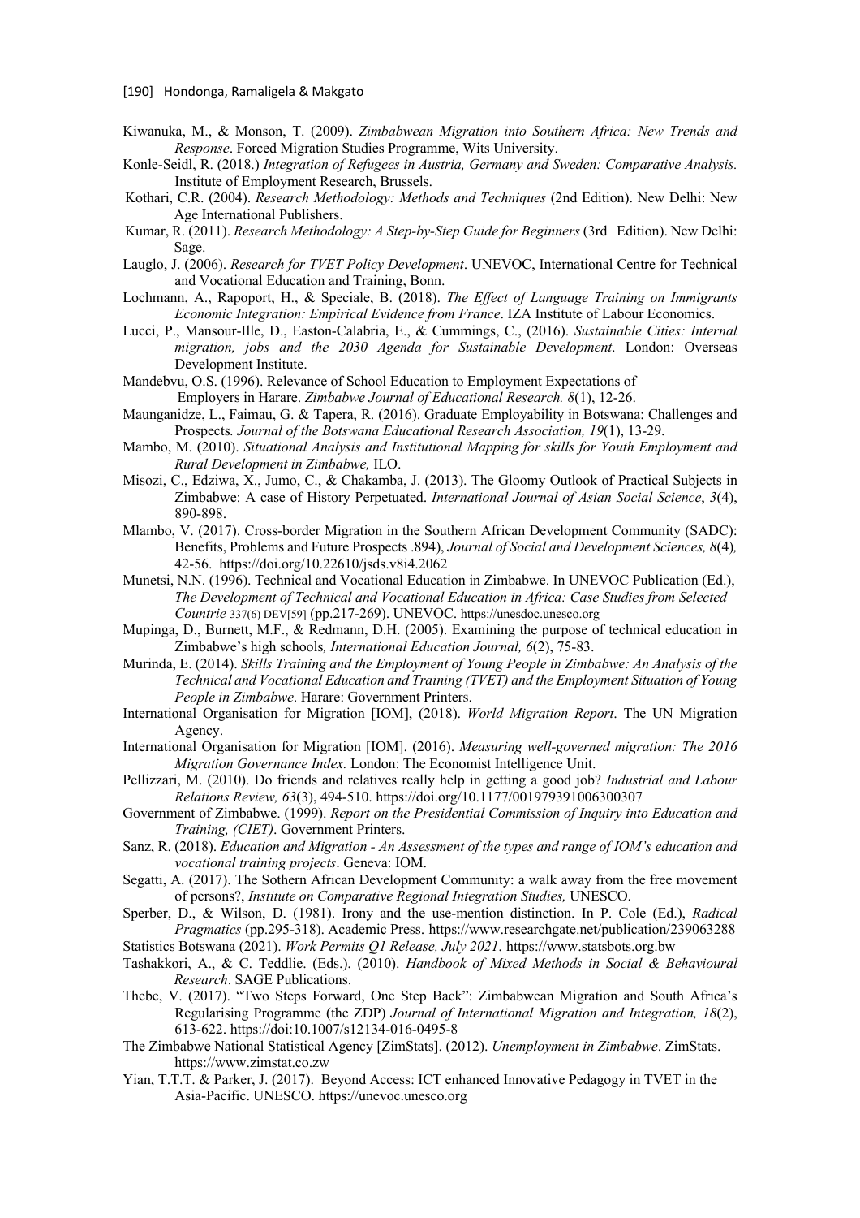Kiwanuka, M., & Monson, T. (2009). *Zimbabwean Migration into Southern Africa: New Trends and Response*. Forced Migration Studies Programme, Wits University.

Konle-Seidl, R. (2018.) *Integration of Refugees in Austria, Germany and Sweden: Comparative Analysis.* Institute of Employment Research, Brussels.

Kothari, C.R. (2004). *Research Methodology: Methods and Techniques* (2nd Edition). New Delhi: New Age International Publishers.

Kumar, R. (2011). *Research Methodology: A Step-by-Step Guide for Beginners* (3rd Edition). New Delhi: Sage.

Lauglo, J. (2006). *Research for TVET Policy Development*. UNEVOC, International Centre for Technical and Vocational Education and Training, Bonn.

Lochmann, A., Rapoport, H., & Speciale, B. (2018). *The Effect of Language Training on Immigrants Economic Integration: Empirical Evidence from France*. IZA Institute of Labour Economics.

Lucci, P., Mansour-Ille, D., Easton-Calabria, E., & Cummings, C., (2016). *Sustainable Cities: Internal migration, jobs and the 2030 Agenda for Sustainable Development*. London: Overseas Development Institute.

Mandebvu, O.S. (1996). Relevance of School Education to Employment Expectations of Employers in Harare. *Zimbabwe Journal of Educational Research. 8*(1), 12-26.

Maunganidze, L., Faimau, G. & Tapera, R. (2016). Graduate Employability in Botswana: Challenges and Prospects*. Journal of the Botswana Educational Research Association, 19*(1), 13-29.

Mambo, M. (2010). *Situational Analysis and Institutional Mapping for skills for Youth Employment and Rural Development in Zimbabwe,* ILO.

Misozi, C., Edziwa, X., Jumo, C., & Chakamba, J. (2013). The Gloomy Outlook of Practical Subjects in Zimbabwe: A case of History Perpetuated. *International Journal of Asian Social Science*, *3*(4), 890-898.

Mlambo, V. (2017). Cross-border Migration in the Southern African Development Community (SADC): Benefits, Problems and Future Prospects .894), *Journal of Social and Development Sciences, 8*(4)*,* 42-56. https://doi.org/10.22610/jsds.v8i4.2062

Munetsi, N.N. (1996). Technical and Vocational Education in Zimbabwe. In UNEVOC Publication (Ed.), *The Development of Technical and Vocational Education in Africa: Case Studies from Selected Countrie* 337(6) DEV[59] (pp.217-269). UNEVOC. https://unesdoc.unesco.org

Mupinga, D., Burnett, M.F., & Redmann, D.H. (2005). Examining the purpose of technical education in Zimbabwe's high schools*, International Education Journal, 6*(2), 75-83.

Murinda, E. (2014). *Skills Training and the Employment of Young People in Zimbabwe: An Analysis of the Technical and Vocational Education and Training (TVET) and the Employment Situation of Young People in Zimbabwe*. Harare: Government Printers.

International Organisation for Migration [IOM], (2018). *World Migration Report*. The UN Migration Agency.

International Organisation for Migration [IOM]. (2016). *Measuring well-governed migration: The 2016 Migration Governance Index.* London: The Economist Intelligence Unit.

Pellizzari, M. (2010). Do friends and relatives really help in getting a good job? *Industrial and Labour Relations Review, 63*(3), 494-510. https://doi.org/10.1177/001979391006300307

Government of Zimbabwe. (1999). *Report on the Presidential Commission of Inquiry into Education and Training, (CIET)*. Government Printers.

Sanz, R. (2018). *Education and Migration - An Assessment of the types and range of IOM's education and vocational training projects*. Geneva: IOM.

Segatti, A. (2017). The Sothern African Development Community: a walk away from the free movement of persons?, *Institute on Comparative Regional Integration Studies,* UNESCO.

Sperber, D., & Wilson, D. (1981). Irony and the use-mention distinction. In P. Cole (Ed.), *Radical Pragmatics* (pp.295-318). Academic Press. https://www.researchgate.net/publication/239063288

Statistics Botswana (2021). *Work Permits Q1 Release, July 2021*. https://www.statsbots.org.bw

Tashakkori, A., & C. Teddlie. (Eds.). (2010). *Handbook of Mixed Methods in Social & Behavioural Research*. SAGE Publications.

Thebe, V. (2017). "Two Steps Forward, One Step Back": Zimbabwean Migration and South Africa's Regularising Programme (the ZDP) *Journal of International Migration and Integration, 18*(2), 613-622. https://doi:10.1007/s12134-016-0495-8

The Zimbabwe National Statistical Agency [ZimStats]. (2012). *Unemployment in Zimbabwe*. ZimStats. https://www.zimstat.co.zw

Yian, T.T.T. & Parker, J. (2017). Beyond Access: ICT enhanced Innovative Pedagogy in TVET in the Asia-Pacific. UNESCO. https://unevoc.unesco.org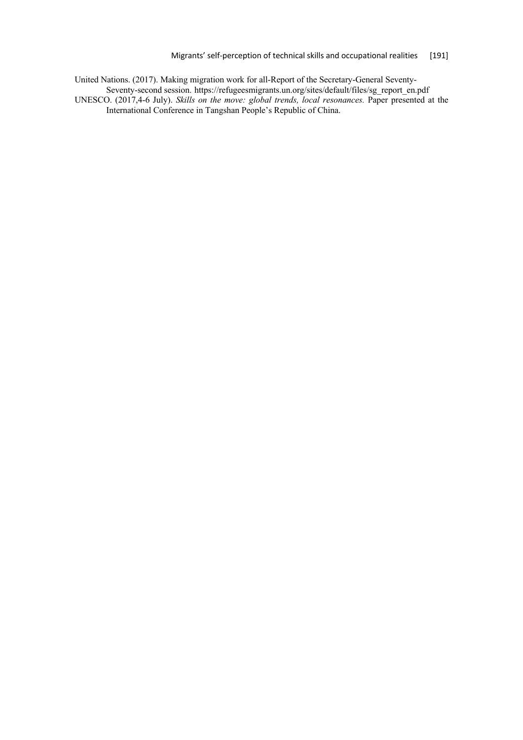United Nations. (2017). Making migration work for all-Report of the Secretary-General Seventy-Seventy-second session. https://refugeesmigrants.un.org/sites/default/files/sg_report_en.pdf

UNESCO. (2017,4-6 July). *Skills on the move: global trends, local resonances.* Paper presented at the International Conference in Tangshan People's Republic of China.